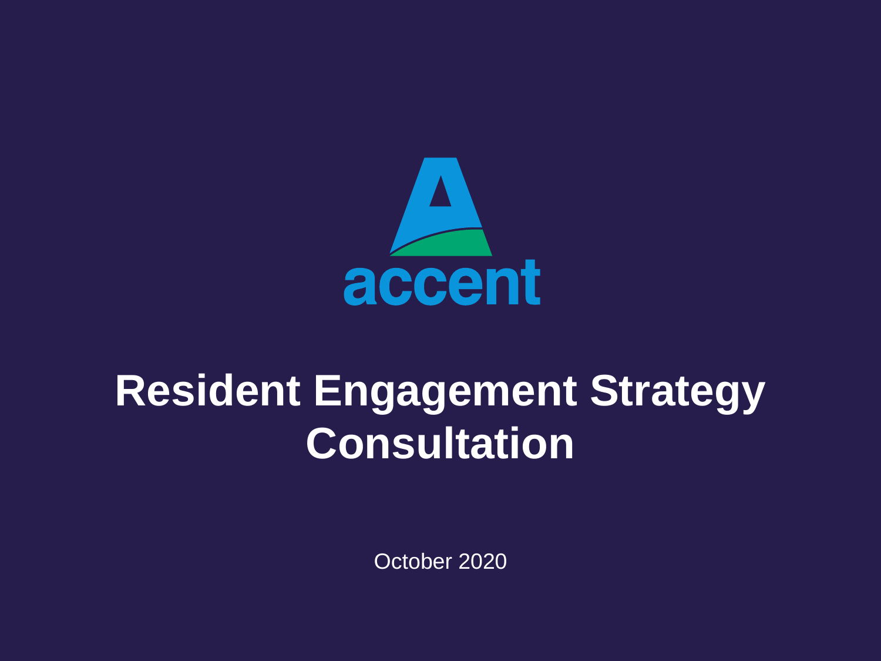accent

# Resident Engagement Strategy Consultation

October 2020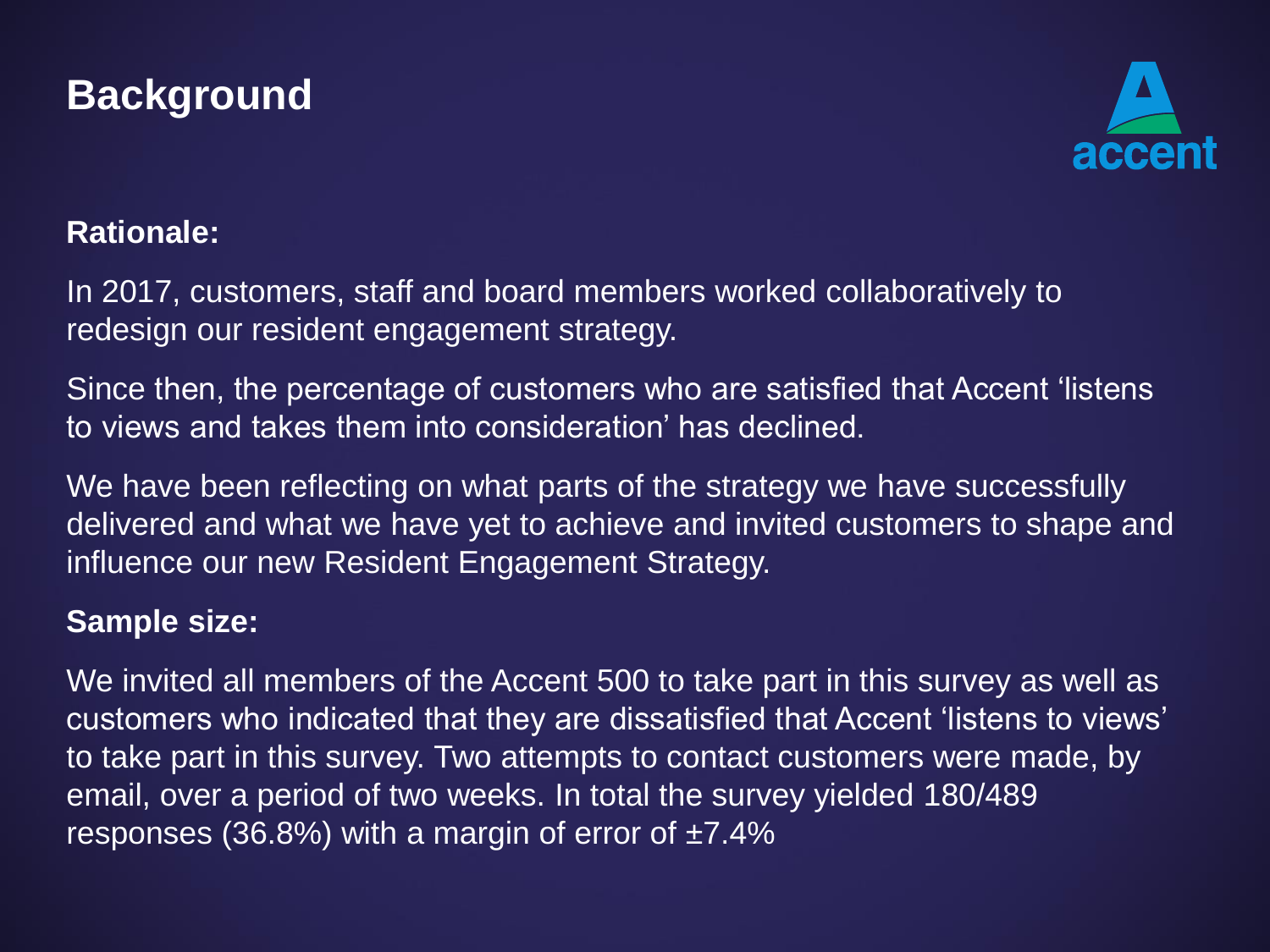# Background

**Rationale:**

In 2017, customers, staff and board members worked collaboratively to redesign our resident engagement strategy.

Since then, the percentage of customers who are satisfied that Accent 'listens to views and takes them into consideration' has declined.

We have been reflecting on what parts of the strategy we have successfully delivered and what we have yet to achieve and invited customers to shape and influence our new Resident Engagement Strategy.

**Sample size:**

We invited all members of the Accent 500 to take part in this survey as well as customers who indicated that they are dissatisfied that Accent 'listens to views' to take part in this survey. Two attempts to contact customers were made, by email, over a period of two weeks. In total the survey yielded 180/489 responses (36.8%) with a margin of error of ±7.4%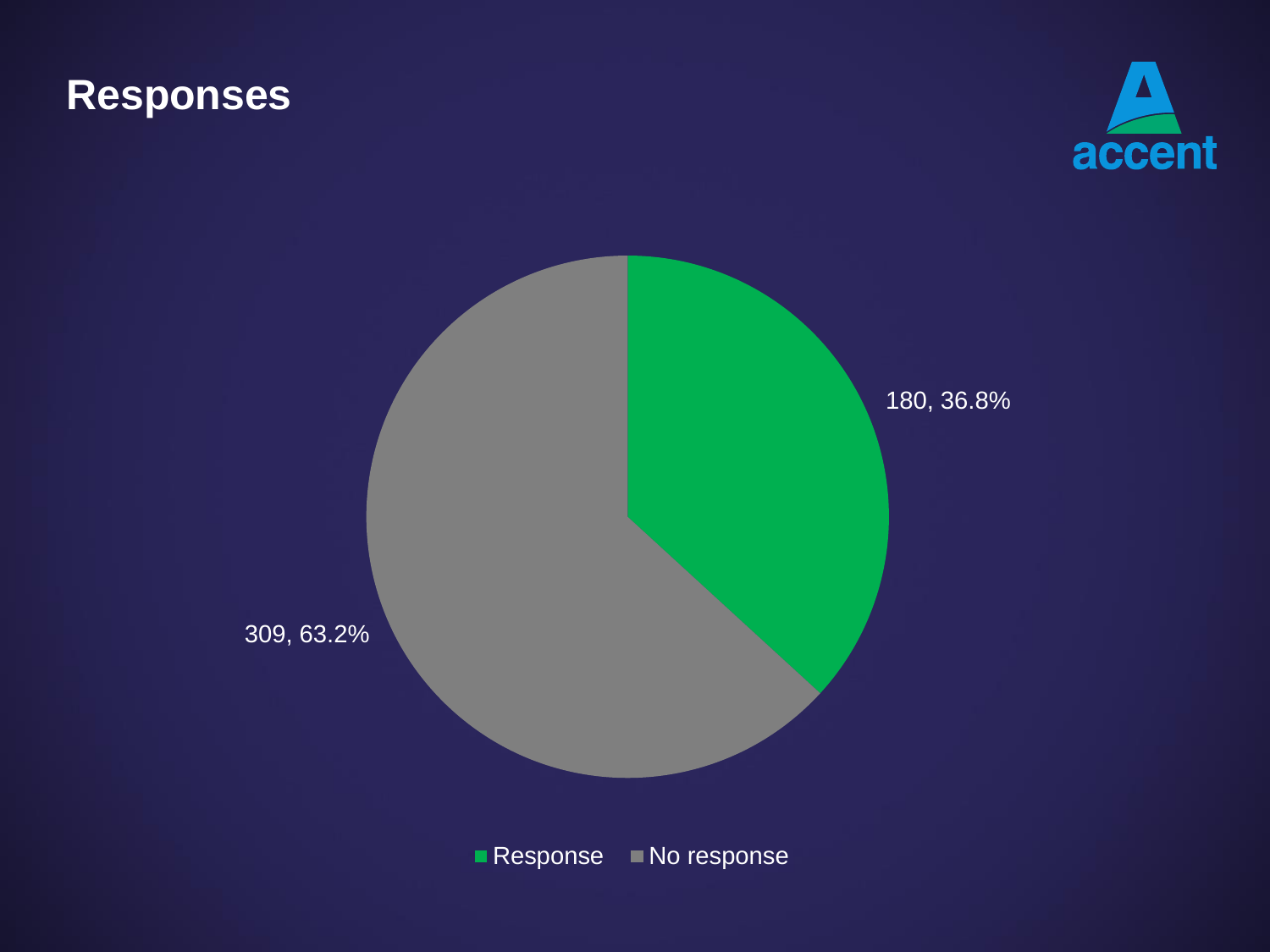# Responses

| | Count | Percentage |
|---|---|---|
| Response | 180 | 36.8% |
| No response | 309 | 63.2% |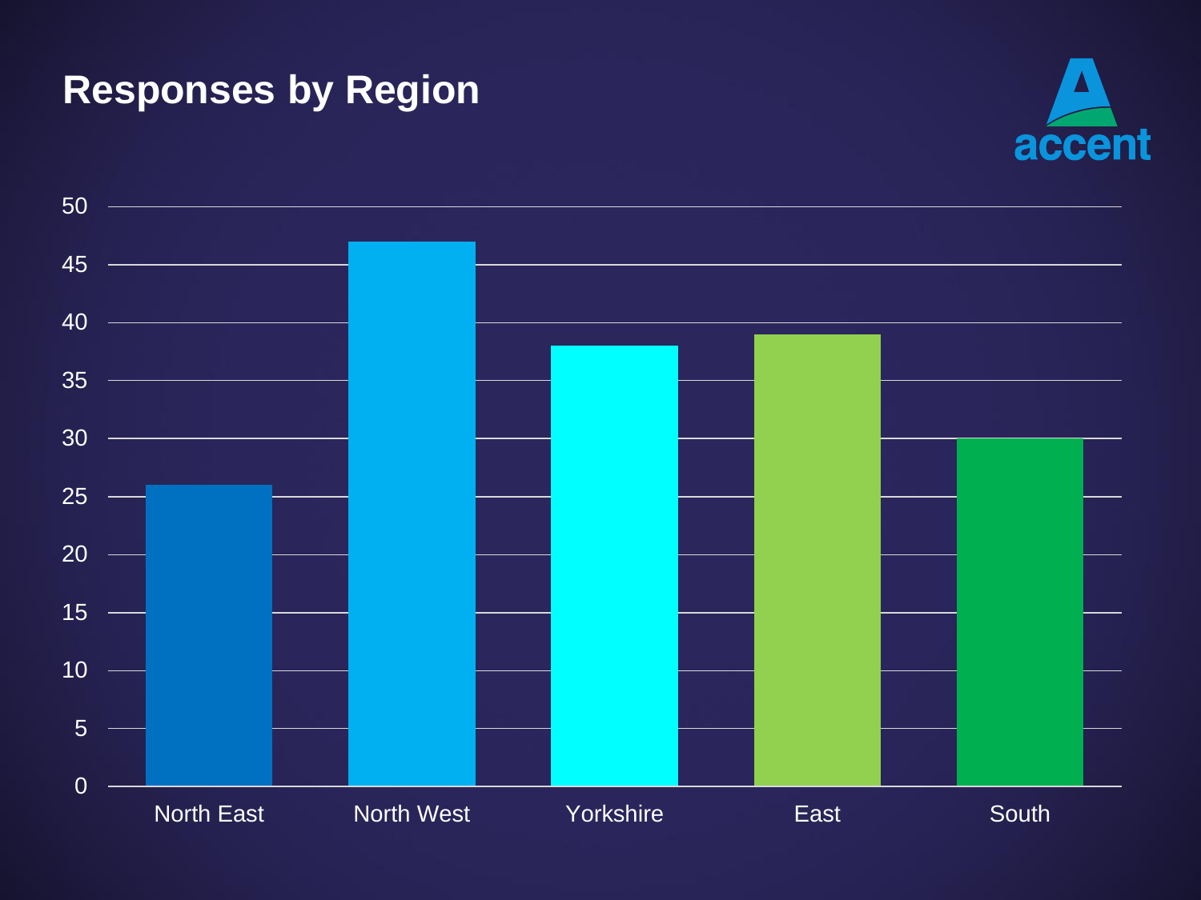# Responses by Region

| Region | Responses |
|---|---|
| North East | 26 |
| North West | 47 |
| Yorkshire | 38 |
| East | 39 |
| South | 30 |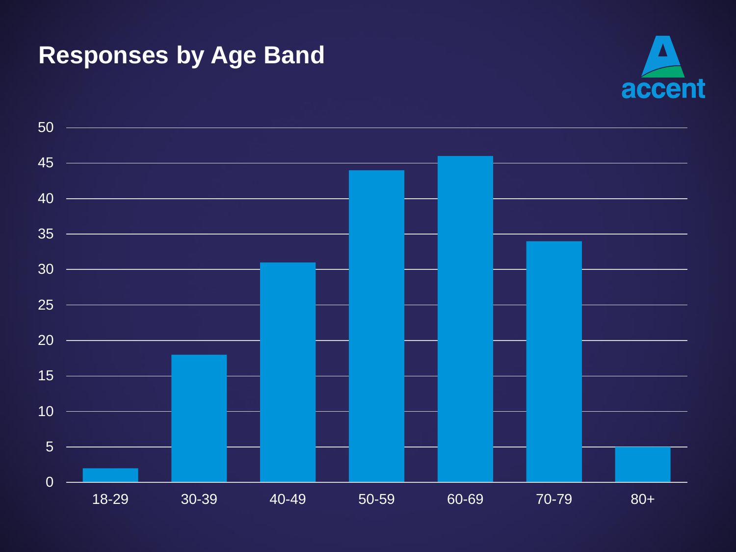# Responses by Age Band

| Age Band | Responses |
|---|---|
| 18-29 | 2 |
| 30-39 | 18 |
| 40-49 | 31 |
| 50-59 | 44 |
| 60-69 | 46 |
| 70-79 | 34 |
| 80+ | 5 |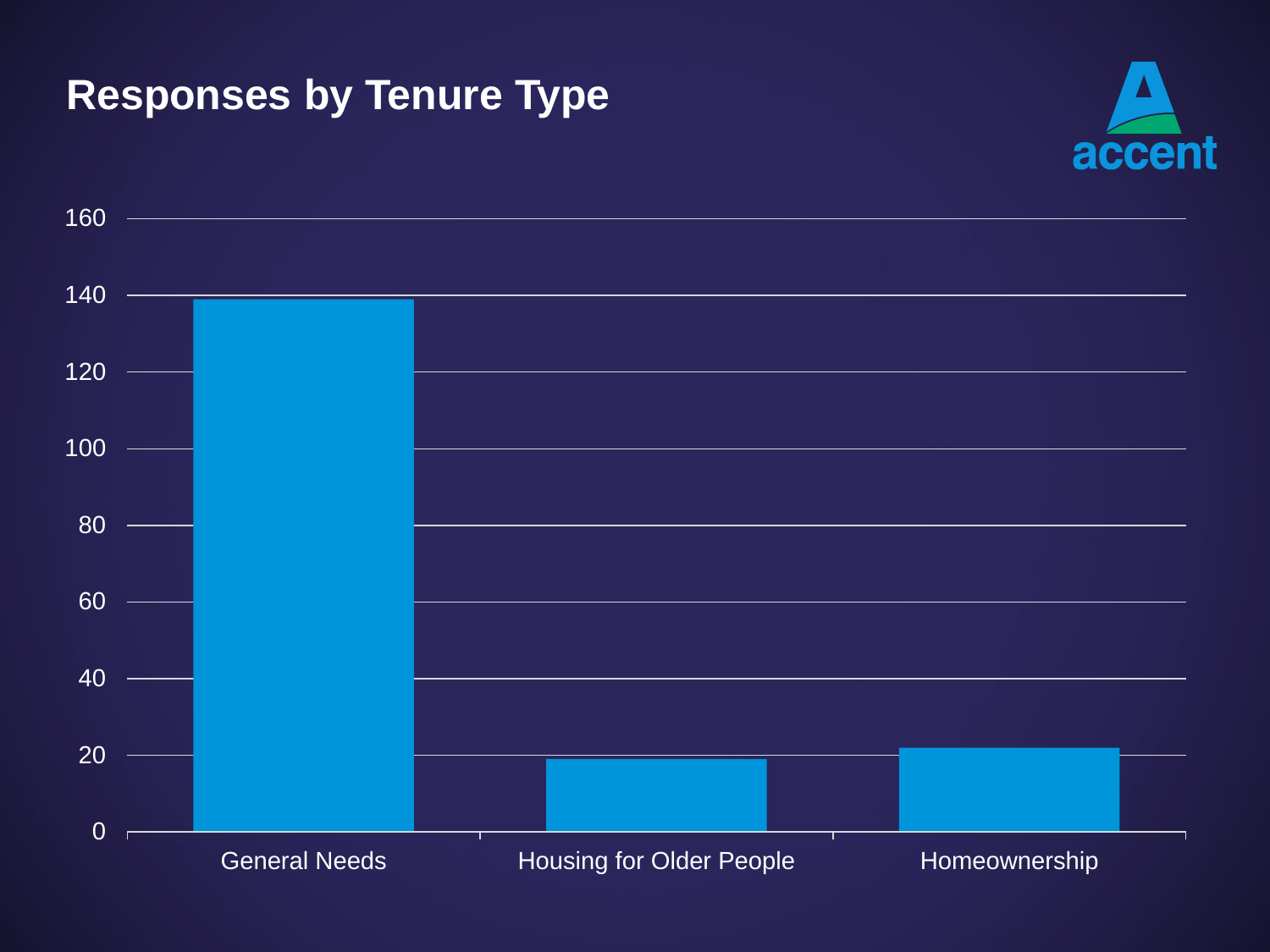# Responses by Tenure Type

accent

| Tenure Type | Responses |
|---|---|
| General Needs | 139 |
| Housing for Older People | 19 |
| Homeownership | 22 |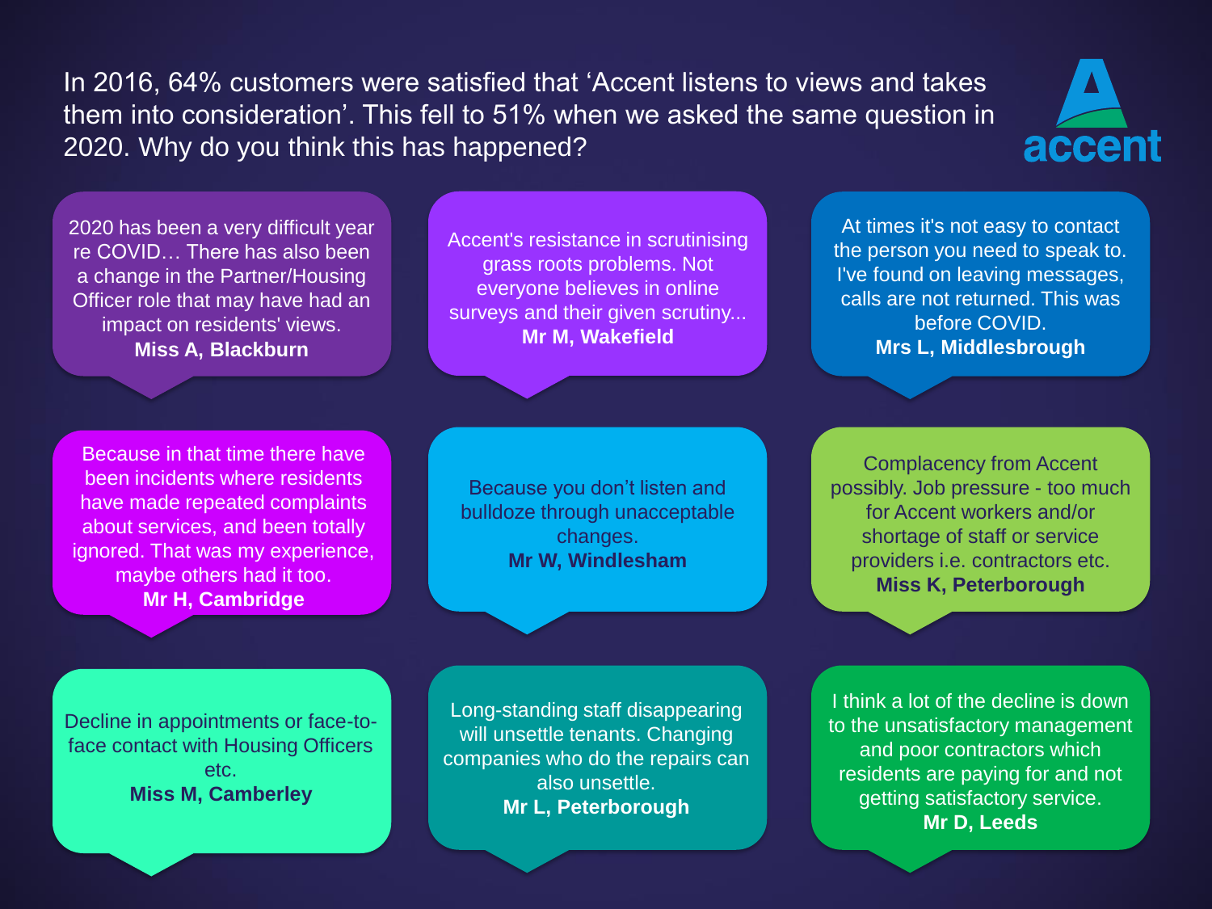In 2016, 64% customers were satisfied that 'Accent listens to views and takes them into consideration'. This fell to 51% when we asked the same question in 2020. Why do you think this has happened?

accent

2020 has been a very difficult year re COVID… There has also been a change in the Partner/Housing Officer role that may have had an impact on residents' views.
**Miss A, Blackburn**

Accent's resistance in scrutinising grass roots problems. Not everyone believes in online surveys and their given scrutiny...
**Mr M, Wakefield**

At times it's not easy to contact the person you need to speak to. I've found on leaving messages, calls are not returned. This was before COVID.
**Mrs L, Middlesbrough**

Because in that time there have been incidents where residents have made repeated complaints about services, and been totally ignored. That was my experience, maybe others had it too.
**Mr H, Cambridge**

Because you don't listen and bulldoze through unacceptable changes.
**Mr W, Windlesham**

Complacency from Accent possibly. Job pressure - too much for Accent workers and/or shortage of staff or service providers i.e. contractors etc.
**Miss K, Peterborough**

Decline in appointments or face-to-face contact with Housing Officers etc.
**Miss M, Camberley**

Long-standing staff disappearing will unsettle tenants. Changing companies who do the repairs can also unsettle.
**Mr L, Peterborough**

I think a lot of the decline is down to the unsatisfactory management and poor contractors which residents are paying for and not getting satisfactory service.
**Mr D, Leeds**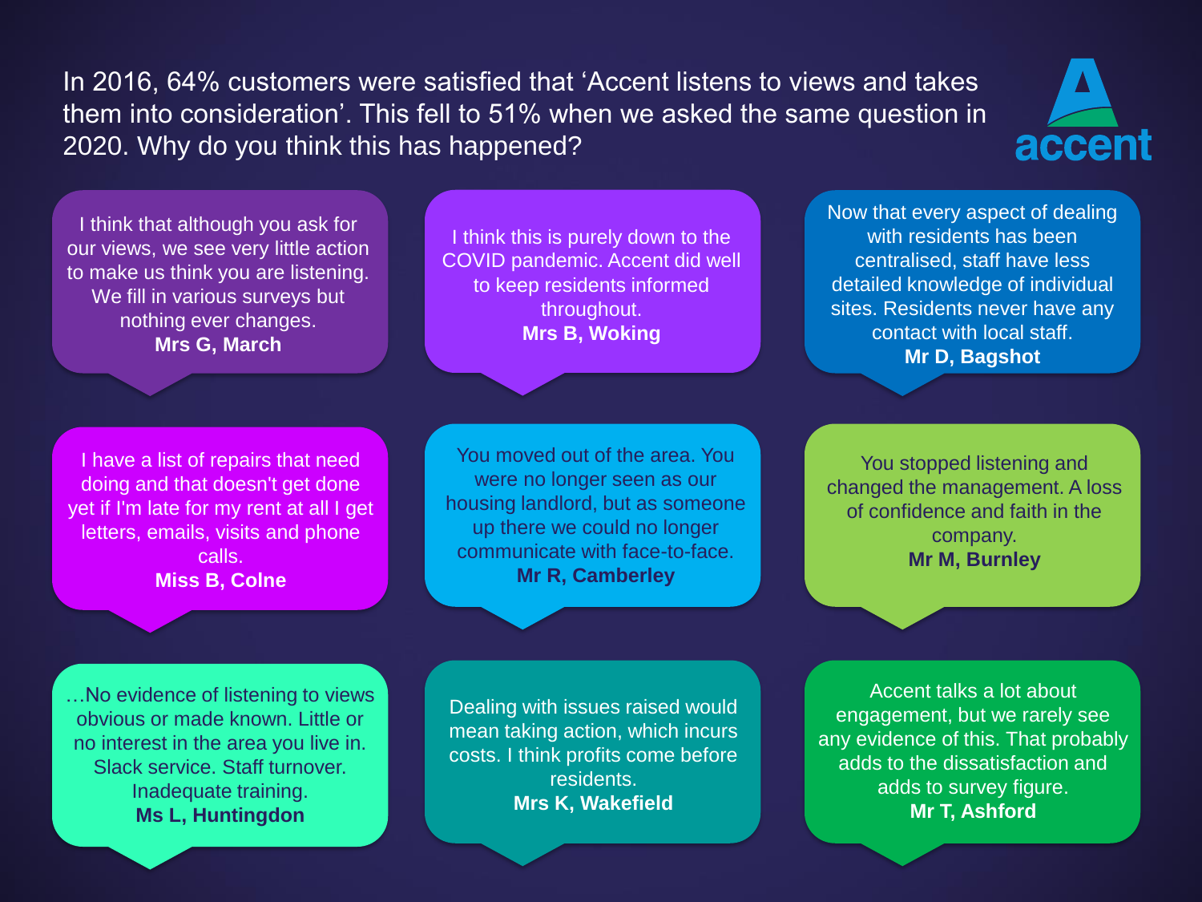In 2016, 64% customers were satisfied that 'Accent listens to views and takes them into consideration'. This fell to 51% when we asked the same question in 2020. Why do you think this has happened?

accent

I think that although you ask for our views, we see very little action to make us think you are listening. We fill in various surveys but nothing ever changes.
**Mrs G, March**

I think this is purely down to the COVID pandemic. Accent did well to keep residents informed throughout.
**Mrs B, Woking**

Now that every aspect of dealing with residents has been centralised, staff have less detailed knowledge of individual sites. Residents never have any contact with local staff.
**Mr D, Bagshot**

I have a list of repairs that need doing and that doesn't get done yet if I'm late for my rent at all I get letters, emails, visits and phone calls.
**Miss B, Colne**

You moved out of the area. You were no longer seen as our housing landlord, but as someone up there we could no longer communicate with face-to-face.
**Mr R, Camberley**

You stopped listening and changed the management. A loss of confidence and faith in the company.
**Mr M, Burnley**

…No evidence of listening to views obvious or made known. Little or no interest in the area you live in. Slack service. Staff turnover. Inadequate training.
**Ms L, Huntingdon**

Dealing with issues raised would mean taking action, which incurs costs. I think profits come before residents.
**Mrs K, Wakefield**

Accent talks a lot about engagement, but we rarely see any evidence of this. That probably adds to the dissatisfaction and adds to survey figure.
**Mr T, Ashford**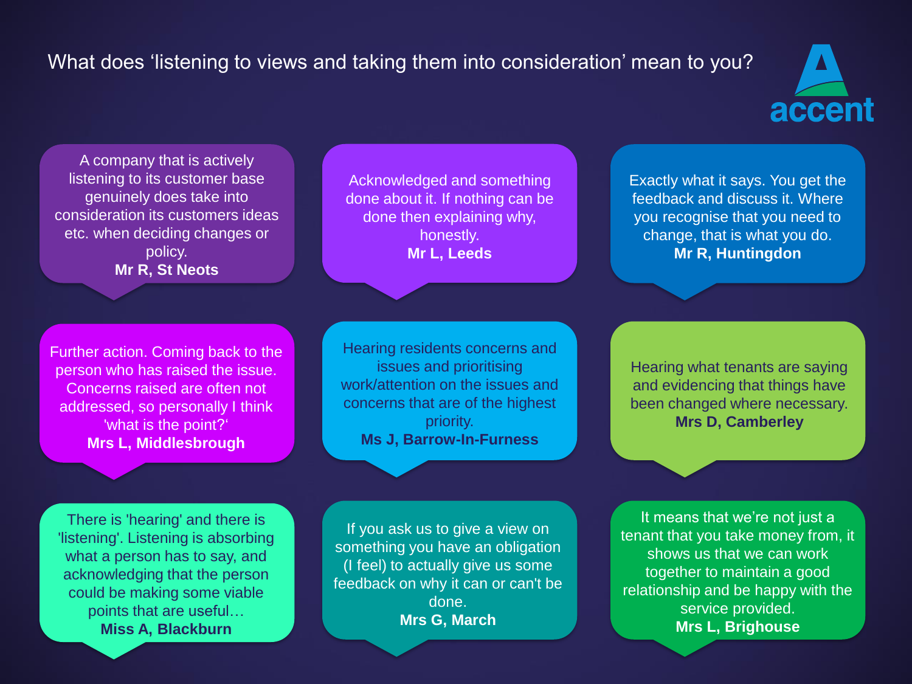# What does 'listening to views and taking them into consideration' mean to you?

accent

A company that is actively listening to its customer base genuinely does take into consideration its customers ideas etc. when deciding changes or policy.
**Mr R, St Neots**

Acknowledged and something done about it. If nothing can be done then explaining why, honestly.
**Mr L, Leeds**

Exactly what it says. You get the feedback and discuss it. Where you recognise that you need to change, that is what you do.
**Mr R, Huntingdon**

Further action. Coming back to the person who has raised the issue. Concerns raised are often not addressed, so personally I think 'what is the point?'
**Mrs L, Middlesbrough**

Hearing residents concerns and issues and prioritising work/attention on the issues and concerns that are of the highest priority.
**Ms J, Barrow-In-Furness**

Hearing what tenants are saying and evidencing that things have been changed where necessary.
**Mrs D, Camberley**

There is 'hearing' and there is 'listening'. Listening is absorbing what a person has to say, and acknowledging that the person could be making some viable points that are useful…
**Miss A, Blackburn**

If you ask us to give a view on something you have an obligation (I feel) to actually give us some feedback on why it can or can't be done.
**Mrs G, March**

It means that we're not just a tenant that you take money from, it shows us that we can work together to maintain a good relationship and be happy with the service provided.
**Mrs L, Brighouse**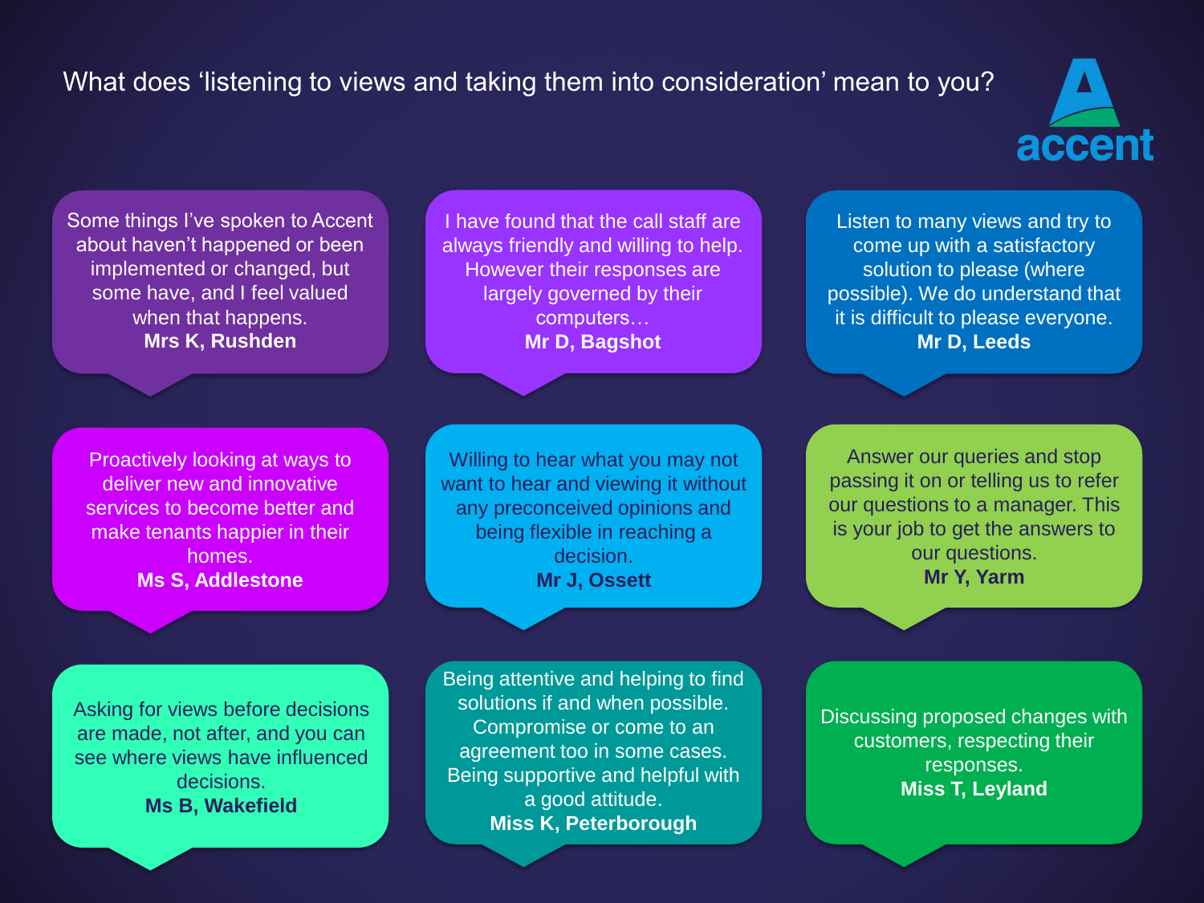## What does 'listening to views and taking them into consideration' mean to you?

accent

Some things I've spoken to Accent about haven't happened or been implemented or changed, but some have, and I feel valued when that happens.
**Mrs K, Rushden**

I have found that the call staff are always friendly and willing to help. However their responses are largely governed by their computers…
**Mr D, Bagshot**

Listen to many views and try to come up with a satisfactory solution to please (where possible). We do understand that it is difficult to please everyone.
**Mr D, Leeds**

Proactively looking at ways to deliver new and innovative services to become better and make tenants happier in their homes.
**Ms S, Addlestone**

Willing to hear what you may not want to hear and viewing it without any preconceived opinions and being flexible in reaching a decision.
**Mr J, Ossett**

Answer our queries and stop passing it on or telling us to refer our questions to a manager. This is your job to get the answers to our questions.
**Mr Y, Yarm**

Asking for views before decisions are made, not after, and you can see where views have influenced decisions.
**Ms B, Wakefield**

Being attentive and helping to find solutions if and when possible. Compromise or come to an agreement too in some cases. Being supportive and helpful with a good attitude.
**Miss K, Peterborough**

Discussing proposed changes with customers, respecting their responses.
**Miss T, Leyland**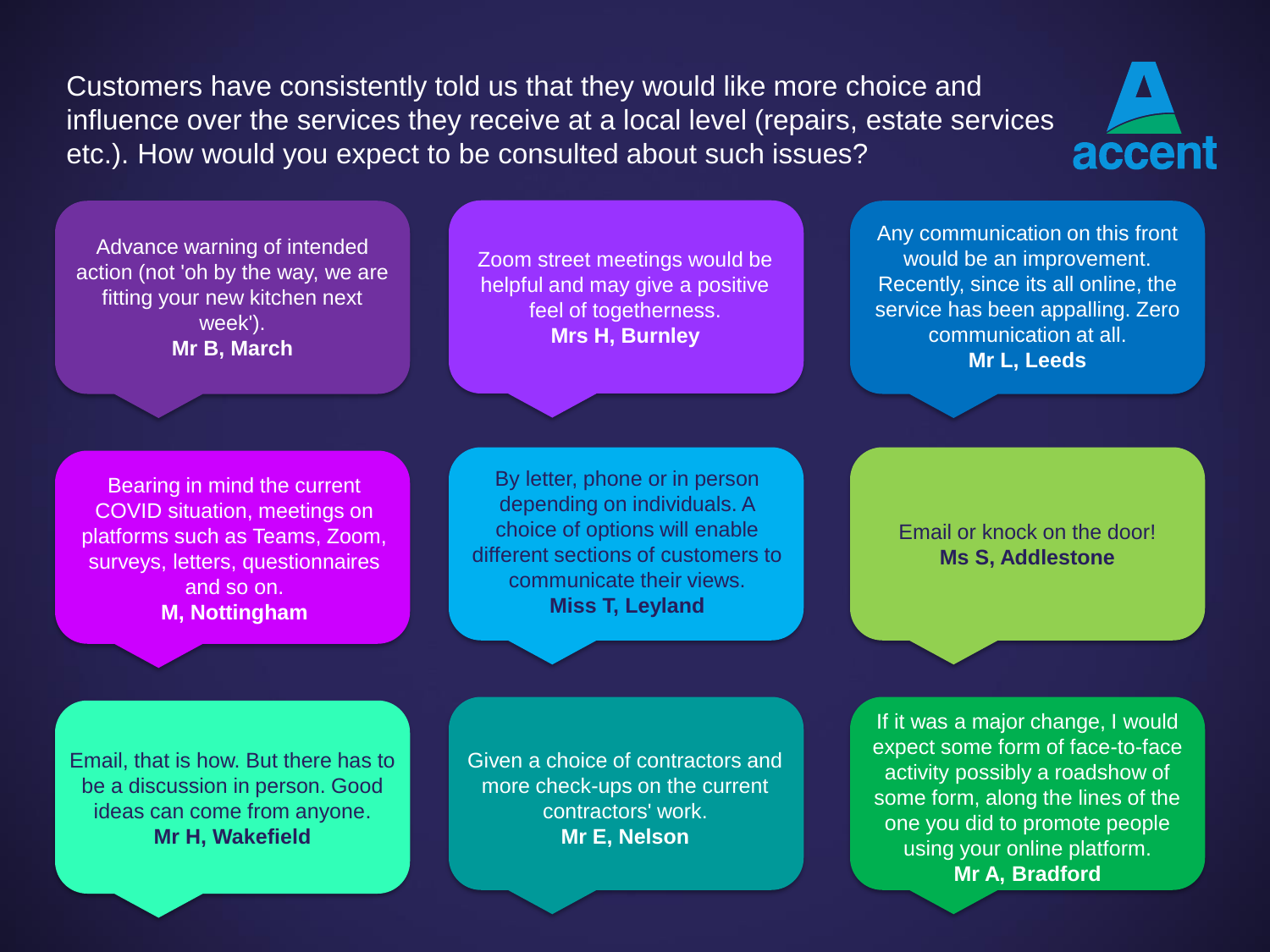Customers have consistently told us that they would like more choice and influence over the services they receive at a local level (repairs, estate services etc.). How would you expect to be consulted about such issues?

accent

Advance warning of intended action (not 'oh by the way, we are fitting your new kitchen next week').
**Mr B, March**

Zoom street meetings would be helpful and may give a positive feel of togetherness.
**Mrs H, Burnley**

Any communication on this front would be an improvement. Recently, since its all online, the service has been appalling. Zero communication at all.
**Mr L, Leeds**

Bearing in mind the current COVID situation, meetings on platforms such as Teams, Zoom, surveys, letters, questionnaires and so on.
**M, Nottingham**

By letter, phone or in person depending on individuals. A choice of options will enable different sections of customers to communicate their views.
**Miss T, Leyland**

Email or knock on the door!
**Ms S, Addlestone**

Email, that is how. But there has to be a discussion in person. Good ideas can come from anyone.
**Mr H, Wakefield**

Given a choice of contractors and more check-ups on the current contractors' work.
**Mr E, Nelson**

If it was a major change, I would expect some form of face-to-face activity possibly a roadshow of some form, along the lines of the one you did to promote people using your online platform.
**Mr A, Bradford**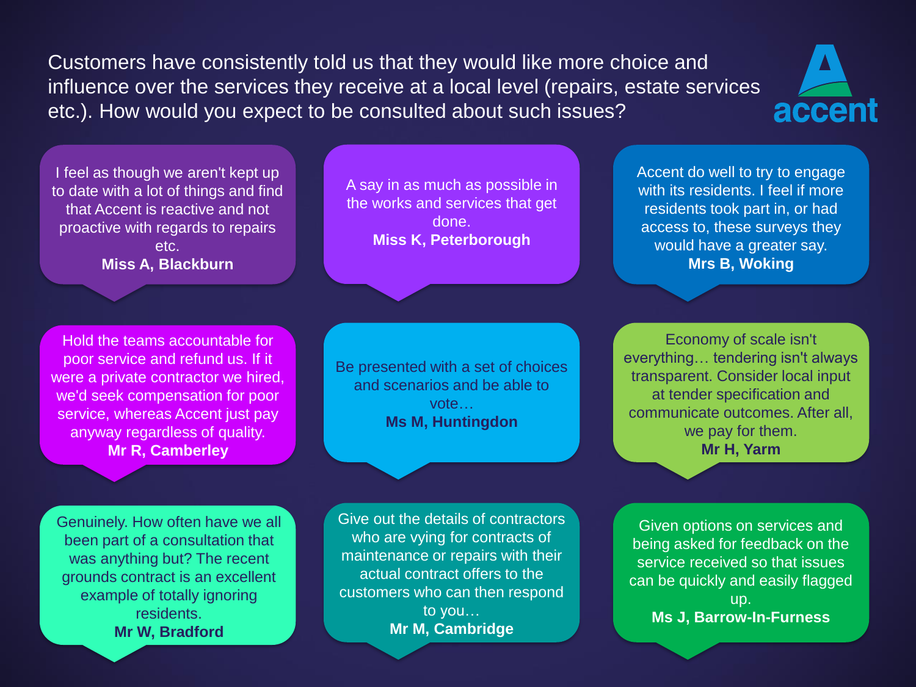Customers have consistently told us that they would like more choice and influence over the services they receive at a local level (repairs, estate services etc.). How would you expect to be consulted about such issues?

accent

I feel as though we aren't kept up to date with a lot of things and find that Accent is reactive and not proactive with regards to repairs etc.
**Miss A, Blackburn**

A say in as much as possible in the works and services that get done.
**Miss K, Peterborough**

Accent do well to try to engage with its residents. I feel if more residents took part in, or had access to, these surveys they would have a greater say.
**Mrs B, Woking**

Hold the teams accountable for poor service and refund us. If it were a private contractor we hired, we'd seek compensation for poor service, whereas Accent just pay anyway regardless of quality.
**Mr R, Camberley**

Be presented with a set of choices and scenarios and be able to vote…
**Ms M, Huntingdon**

Economy of scale isn't everything… tendering isn't always transparent. Consider local input at tender specification and communicate outcomes. After all, we pay for them.
**Mr H, Yarm**

Genuinely. How often have we all been part of a consultation that was anything but? The recent grounds contract is an excellent example of totally ignoring residents.
**Mr W, Bradford**

Give out the details of contractors who are vying for contracts of maintenance or repairs with their actual contract offers to the customers who can then respond to you…
**Mr M, Cambridge**

Given options on services and being asked for feedback on the service received so that issues can be quickly and easily flagged up.
**Ms J, Barrow-In-Furness**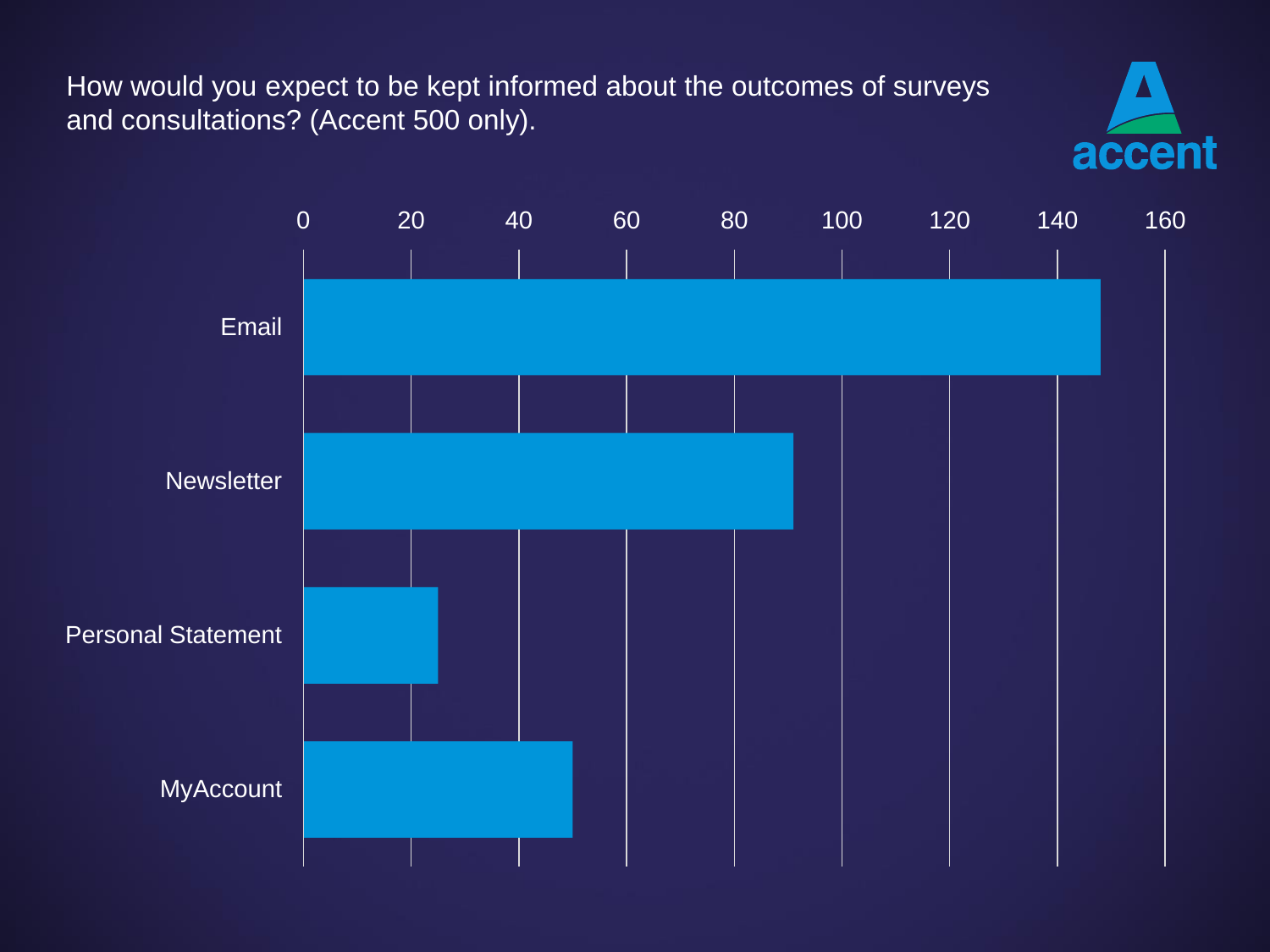How would you expect to be kept informed about the outcomes of surveys and consultations? (Accent 500 only).

accent

| Option | Approximate count |
| --- | --- |
| Email | ~148 |
| Newsletter | ~91 |
| Personal Statement | ~25 |
| MyAccount | ~50 |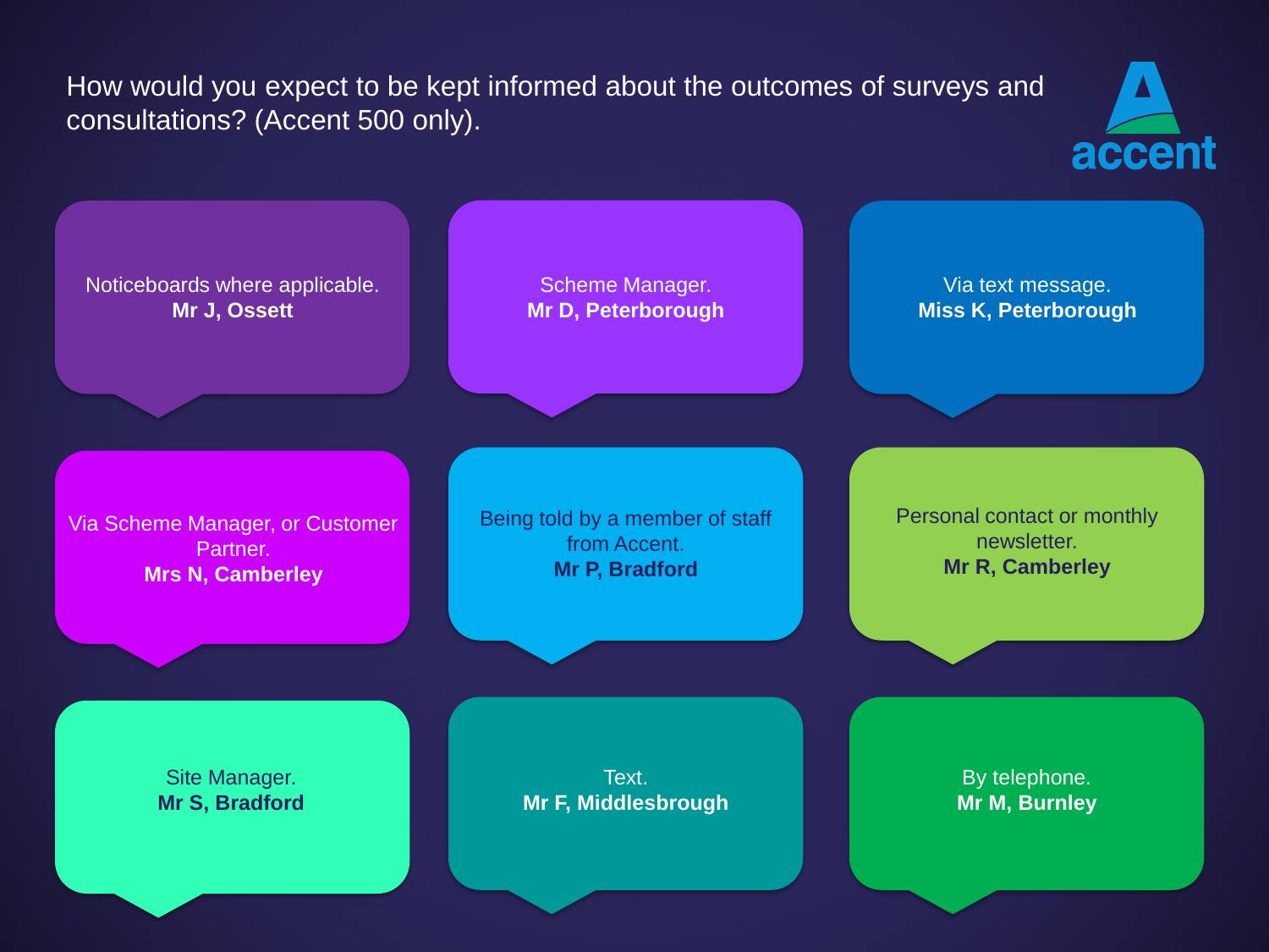## How would you expect to be kept informed about the outcomes of surveys and consultations? (Accent 500 only).

accent

Noticeboards where applicable.
**Mr J, Ossett**

Scheme Manager.
**Mr D, Peterborough**

Via text message.
**Miss K, Peterborough**

Via Scheme Manager, or Customer Partner.
**Mrs N, Camberley**

Being told by a member of staff from Accent.
**Mr P, Bradford**

Personal contact or monthly newsletter.
**Mr R, Camberley**

Site Manager.
**Mr S, Bradford**

Text.
**Mr F, Middlesbrough**

By telephone.
**Mr M, Burnley**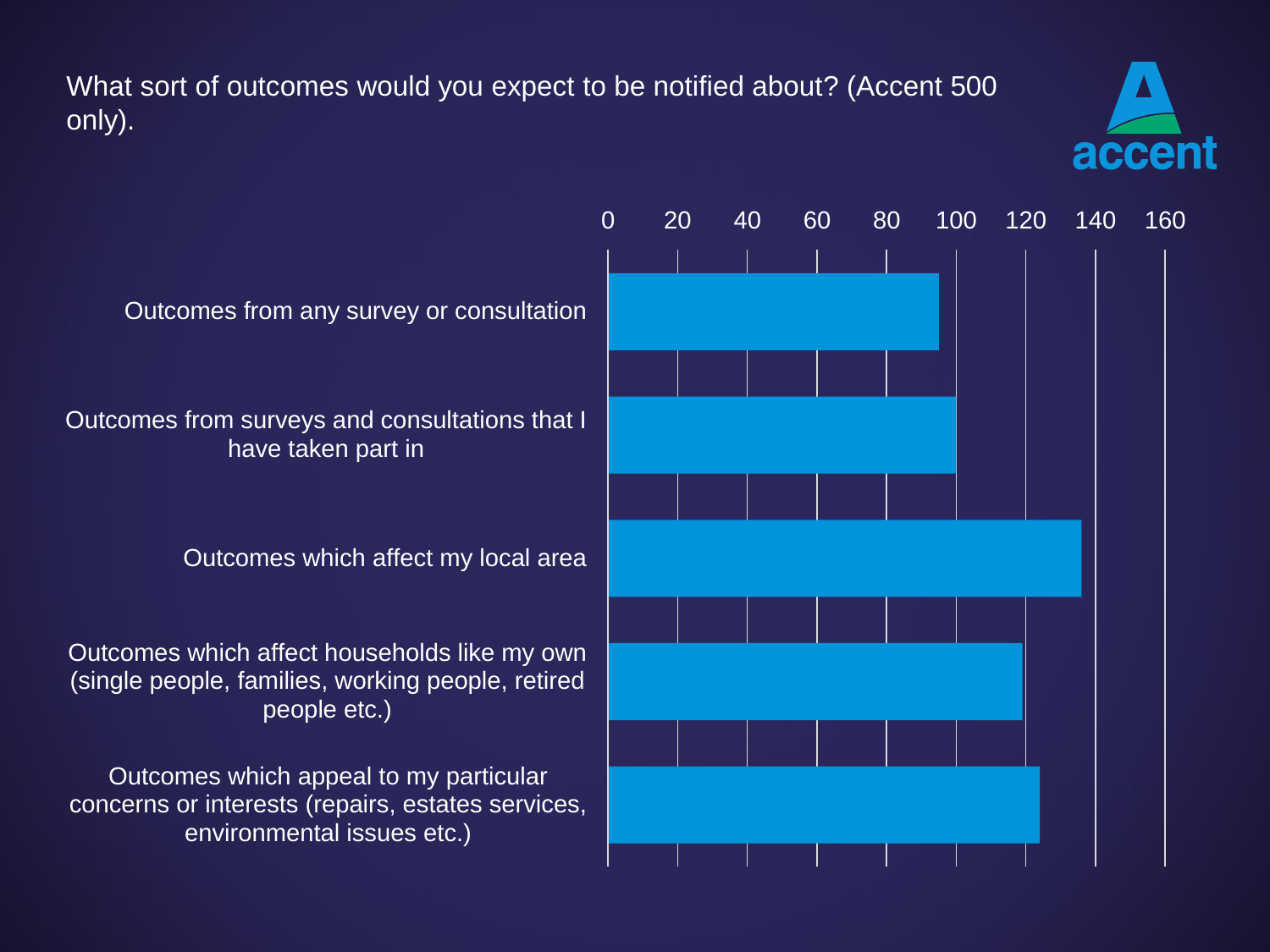What sort of outcomes would you expect to be notified about? (Accent 500 only).

accent

| Outcome | Approximate value |
| --- | --- |
| Outcomes from any survey or consultation | 95 |
| Outcomes from surveys and consultations that I have taken part in | 100 |
| Outcomes which affect my local area | 136 |
| Outcomes which affect households like my own (single people, families, working people, retired people etc.) | 119 |
| Outcomes which appeal to my particular concerns or interests (repairs, estates services, environmental issues etc.) | 124 |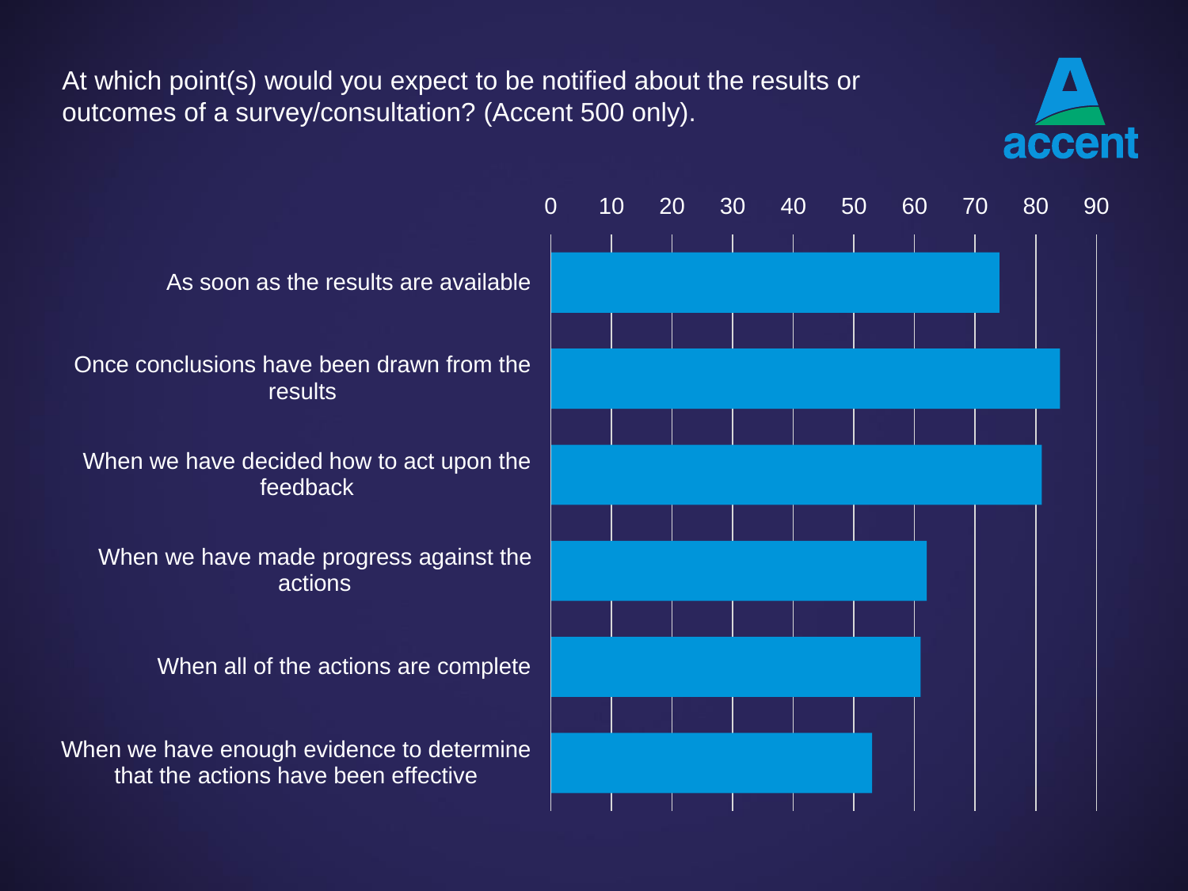At which point(s) would you expect to be notified about the results or outcomes of a survey/consultation? (Accent 500 only).

| Response | Approx. % |
|---|---|
| As soon as the results are available | 74 |
| Once conclusions have been drawn from the results | 84 |
| When we have decided how to act upon the feedback | 81 |
| When we have made progress against the actions | 62 |
| When all of the actions are complete | 61 |
| When we have enough evidence to determine that the actions have been effective | 53 |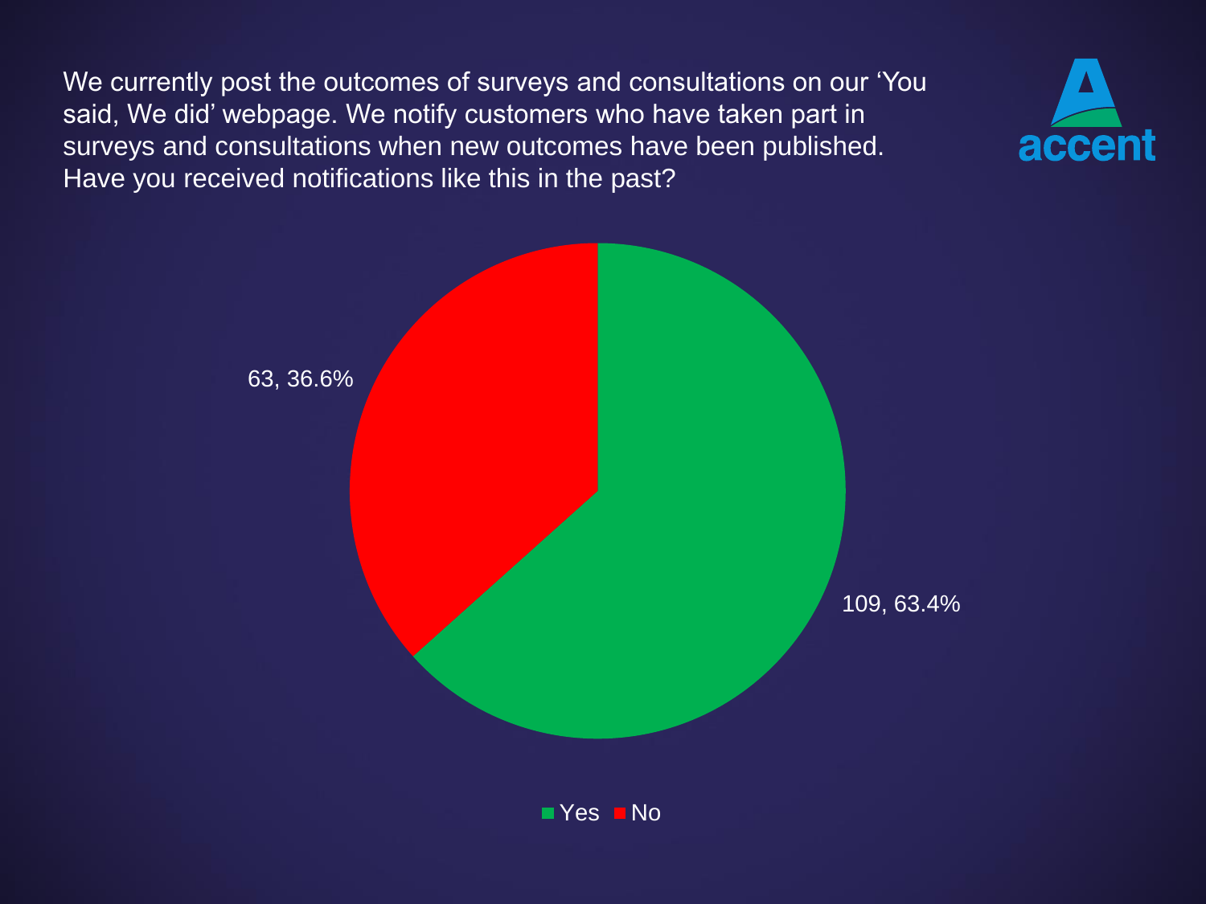We currently post the outcomes of surveys and consultations on our 'You said, We did' webpage. We notify customers who have taken part in surveys and consultations when new outcomes have been published. Have you received notifications like this in the past?

| Response | Count | Percentage |
|---|---|---|
| Yes | 109 | 63.4% |
| No | 63 | 36.6% |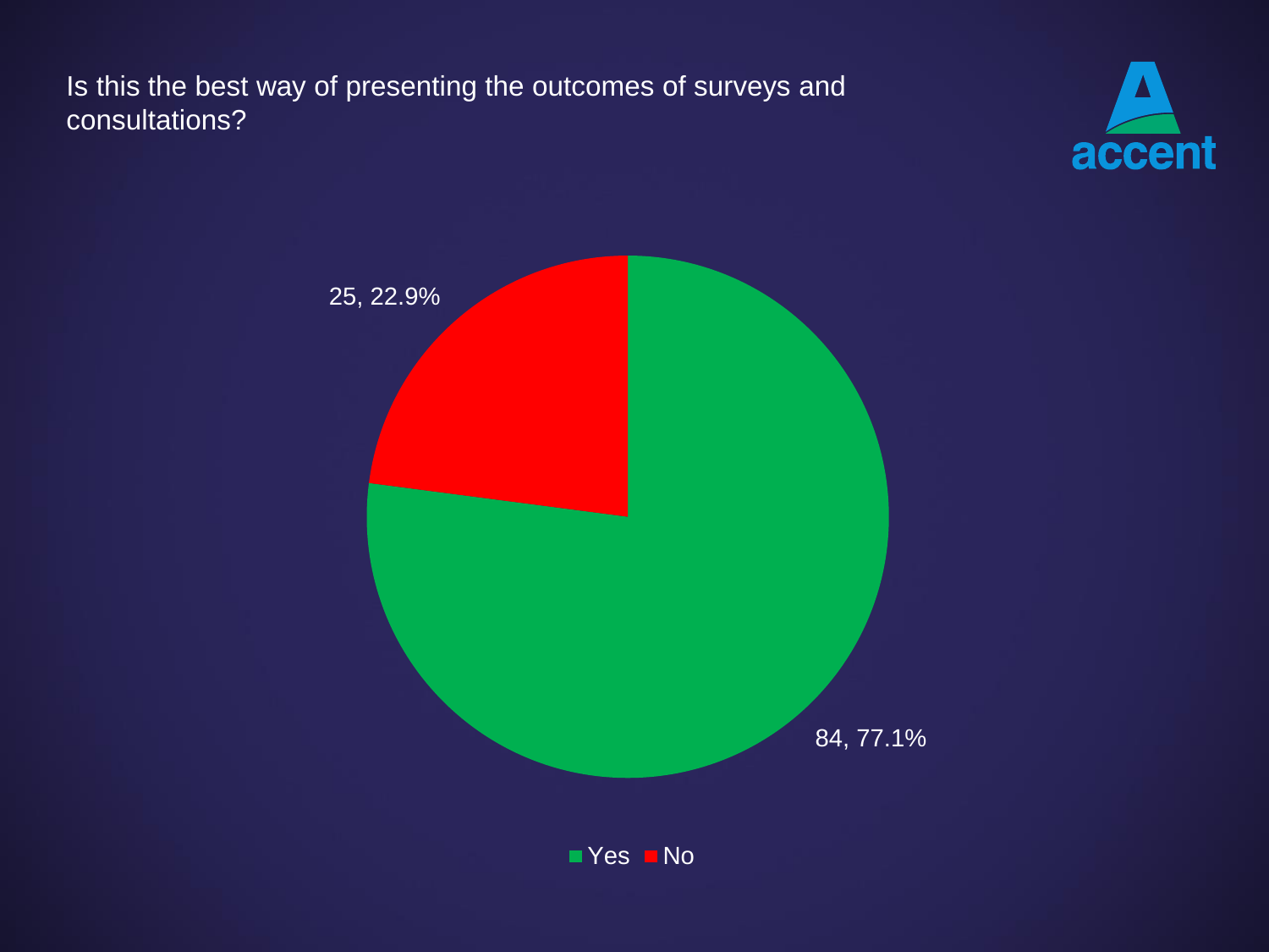Is this the best way of presenting the outcomes of surveys and consultations?

| Response | Count | Percentage |
|---|---|---|
| Yes | 84 | 77.1% |
| No | 25 | 22.9% |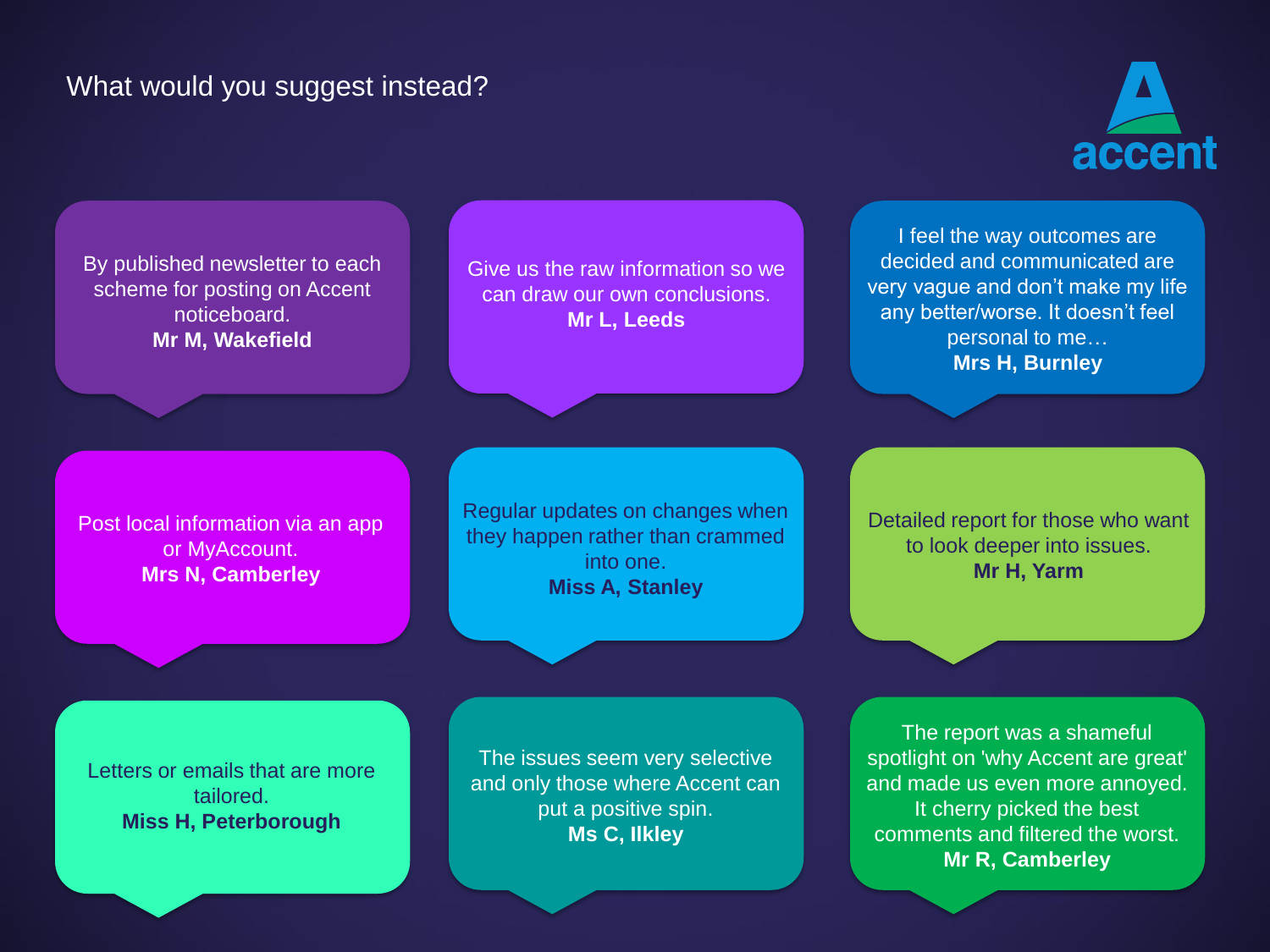# What would you suggest instead?

accent

By published newsletter to each scheme for posting on Accent noticeboard.
**Mr M, Wakefield**

Give us the raw information so we can draw our own conclusions.
**Mr L, Leeds**

I feel the way outcomes are decided and communicated are very vague and don't make my life any better/worse. It doesn't feel personal to me…
**Mrs H, Burnley**

Post local information via an app or MyAccount.
**Mrs N, Camberley**

Regular updates on changes when they happen rather than crammed into one.
**Miss A, Stanley**

Detailed report for those who want to look deeper into issues.
**Mr H, Yarm**

Letters or emails that are more tailored.
**Miss H, Peterborough**

The issues seem very selective and only those where Accent can put a positive spin.
**Ms C, Ilkley**

The report was a shameful spotlight on 'why Accent are great' and made us even more annoyed. It cherry picked the best comments and filtered the worst.
**Mr R, Camberley**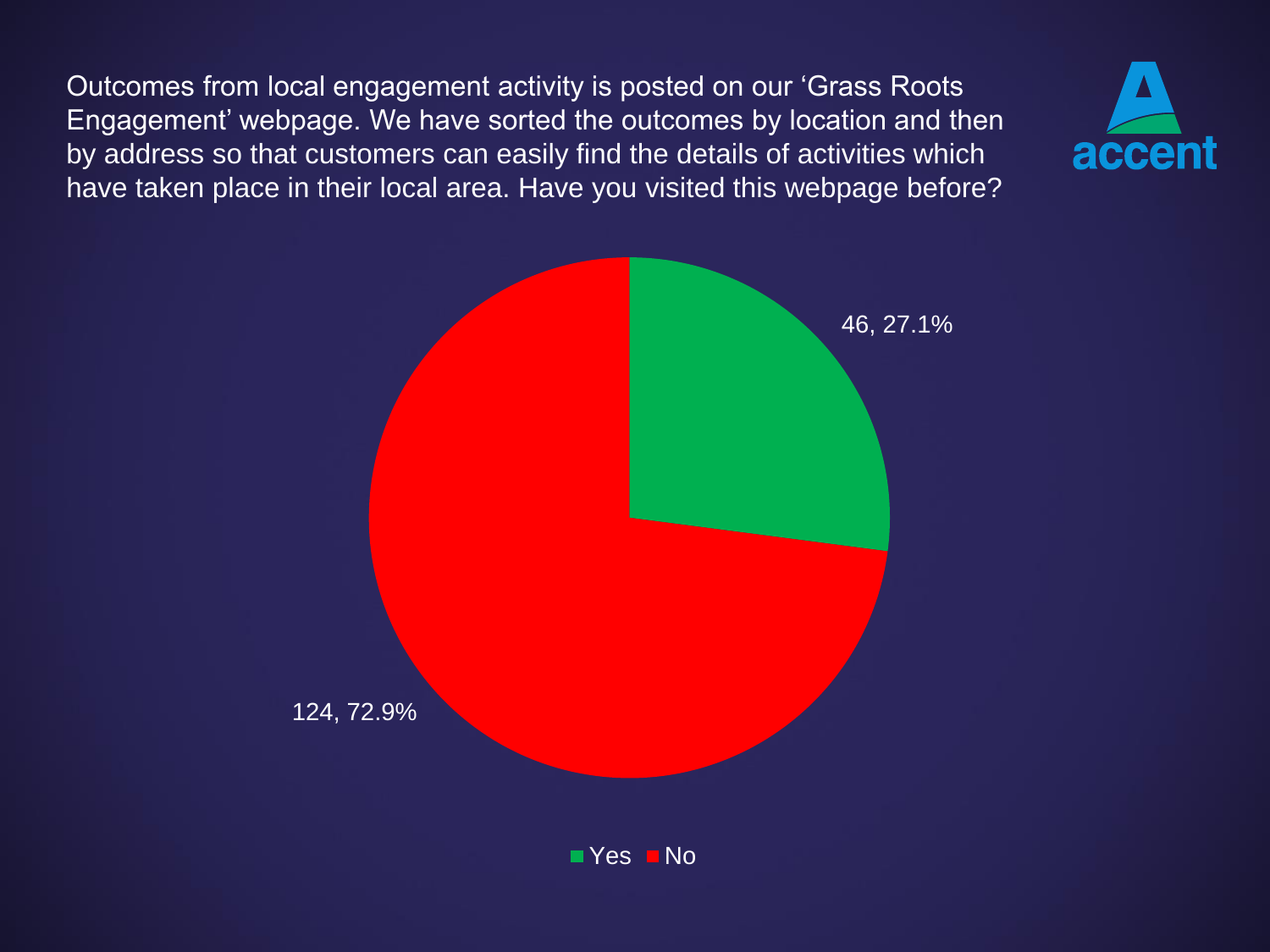Outcomes from local engagement activity is posted on our 'Grass Roots Engagement' webpage. We have sorted the outcomes by location and then by address so that customers can easily find the details of activities which have taken place in their local area. Have you visited this webpage before?

| Response | Count | Percentage |
| --- | --- | --- |
| Yes | 46 | 27.1% |
| No | 124 | 72.9% |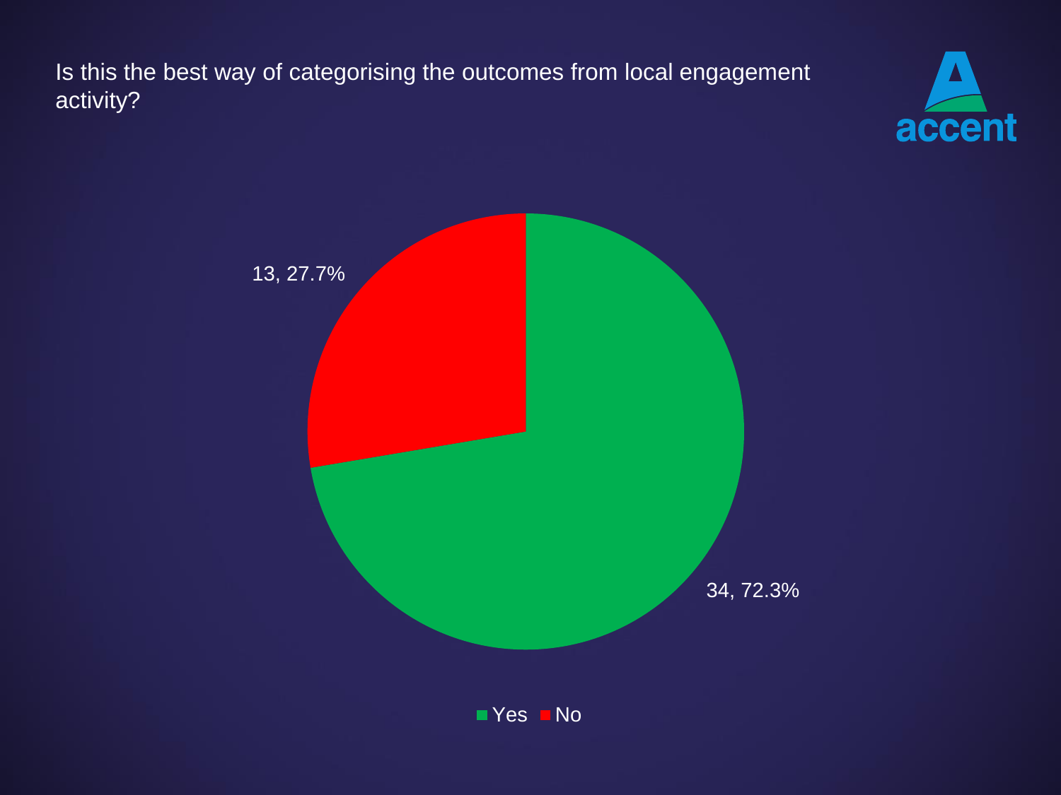Is this the best way of categorising the outcomes from local engagement activity?

| Response | Count | Percentage |
|---|---|---|
| Yes | 34 | 72.3% |
| No | 13 | 27.7% |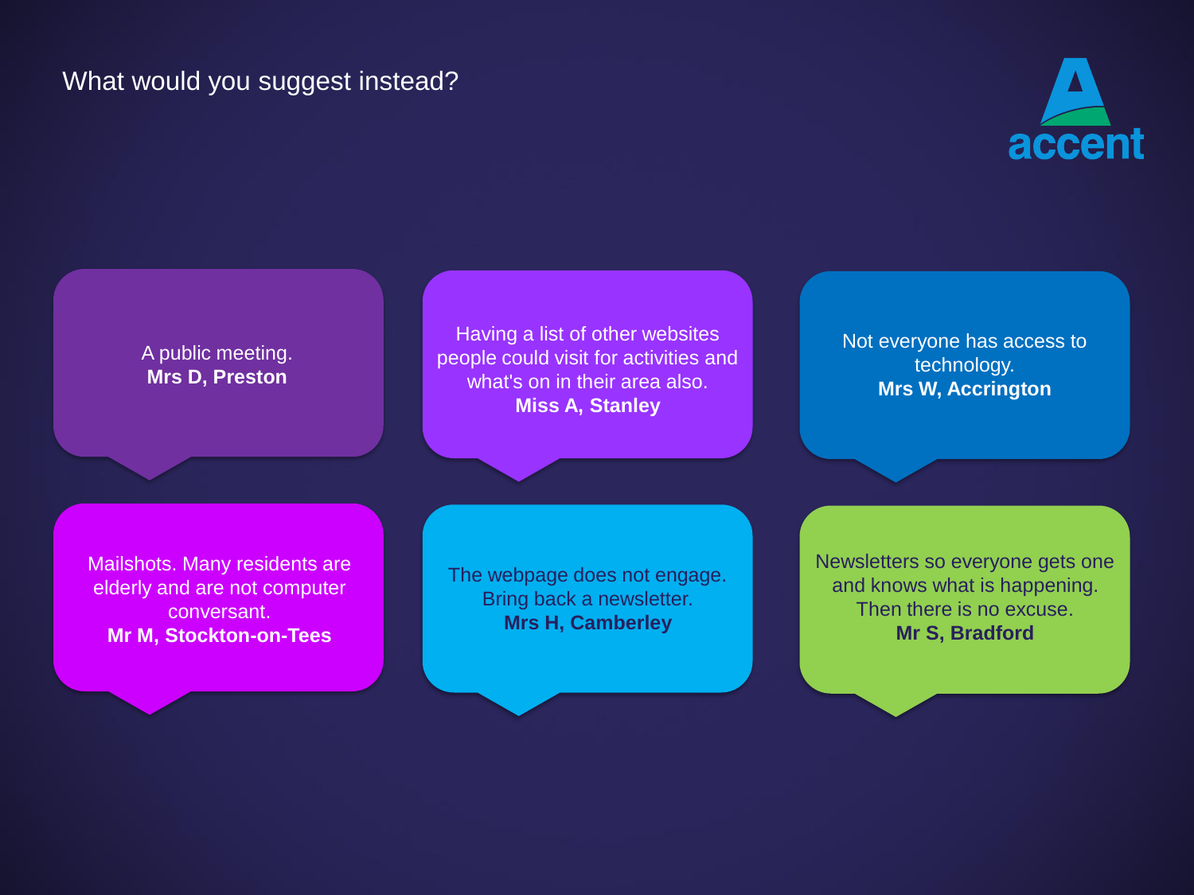# What would you suggest instead?

A public meeting.
**Mrs D, Preston**

Having a list of other websites people could visit for activities and what's on in their area also.
**Miss A, Stanley**

Not everyone has access to technology.
**Mrs W, Accrington**

Mailshots. Many residents are elderly and are not computer conversant.
**Mr M, Stockton-on-Tees**

The webpage does not engage. Bring back a newsletter.
**Mrs H, Camberley**

Newsletters so everyone gets one and knows what is happening. Then there is no excuse.
**Mr S, Bradford**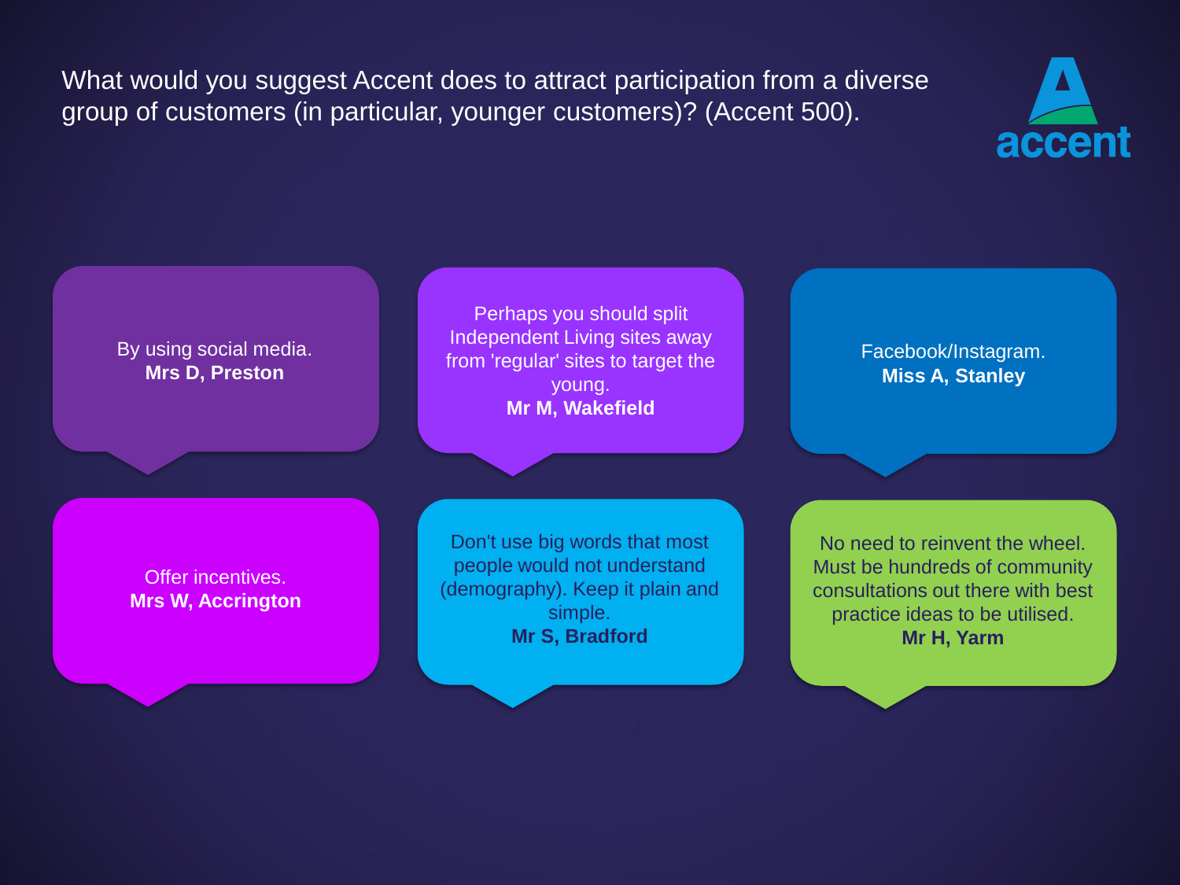What would you suggest Accent does to attract participation from a diverse group of customers (in particular, younger customers)? (Accent 500).

By using social media.
**Mrs D, Preston**

Perhaps you should split Independent Living sites away from 'regular' sites to target the young.
**Mr M, Wakefield**

Facebook/Instagram.
**Miss A, Stanley**

Offer incentives.
**Mrs W, Accrington**

Don't use big words that most people would not understand (demography). Keep it plain and simple.
**Mr S, Bradford**

No need to reinvent the wheel. Must be hundreds of community consultations out there with best practice ideas to be utilised.
**Mr H, Yarm**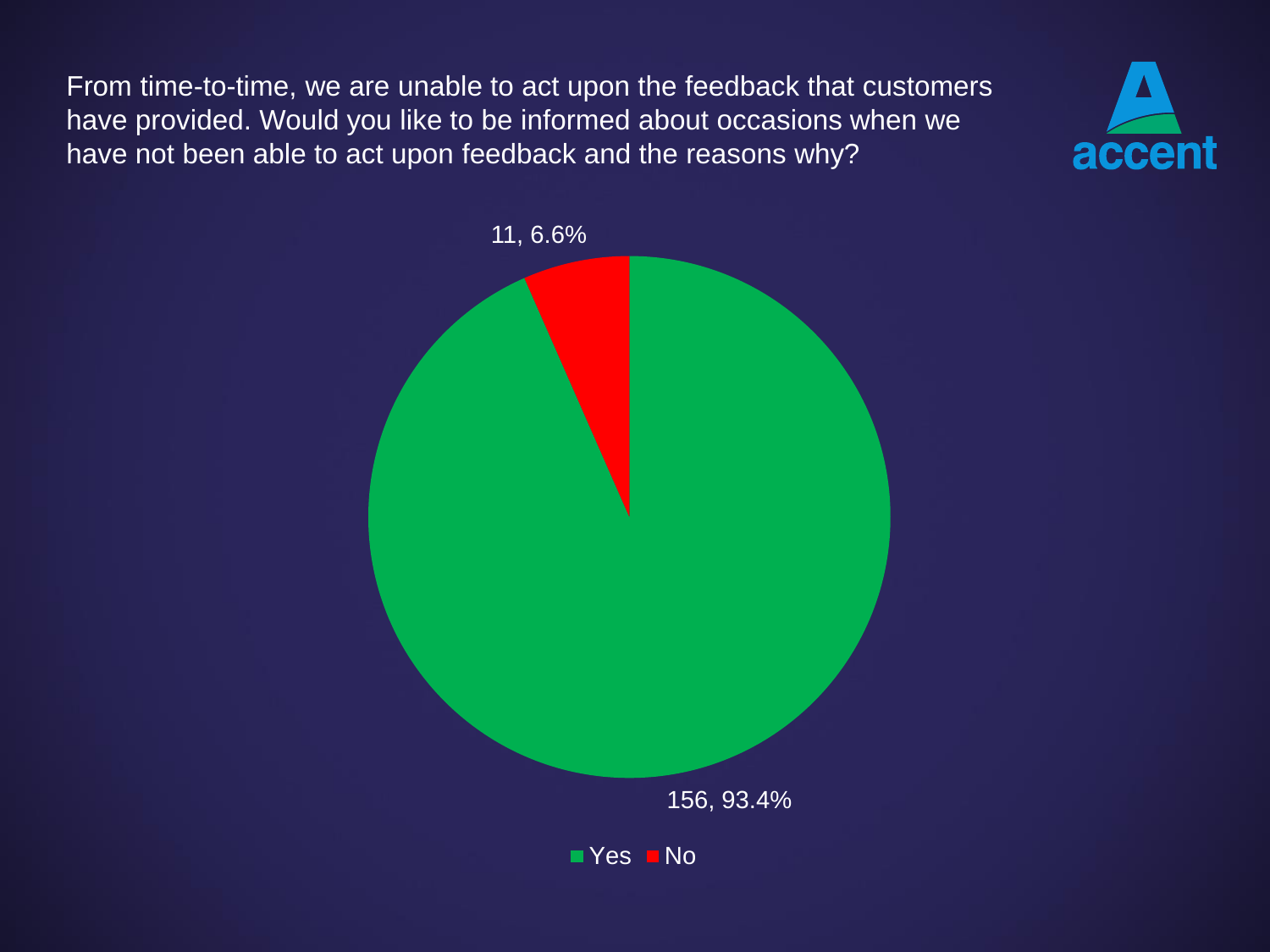From time-to-time, we are unable to act upon the feedback that customers have provided. Would you like to be informed about occasions when we have not been able to act upon feedback and the reasons why?

| Response | Count | Percentage |
|---|---|---|
| Yes | 156 | 93.4% |
| No | 11 | 6.6% |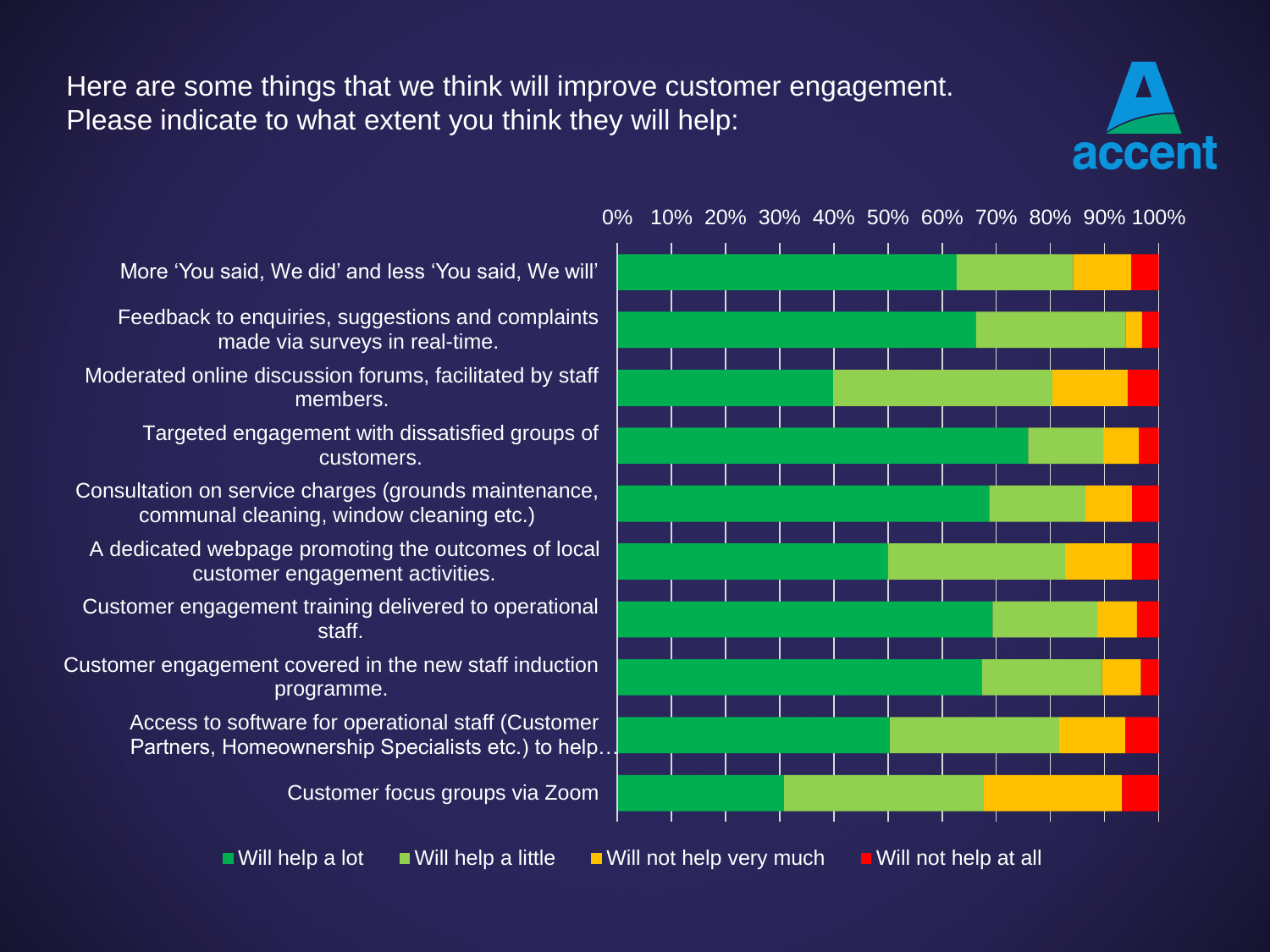Here are some things that we think will improve customer engagement. Please indicate to what extent you think they will help:

accent

0% 10% 20% 30% 40% 50% 60% 70% 80% 90% 100%

- More 'You said, We did' and less 'You said, We will'
- Feedback to enquiries, suggestions and complaints made via surveys in real-time.
- Moderated online discussion forums, facilitated by staff members.
- Targeted engagement with dissatisfied groups of customers.
- Consultation on service charges (grounds maintenance, communal cleaning, window cleaning etc.)
- A dedicated webpage promoting the outcomes of local customer engagement activities.
- Customer engagement training delivered to operational staff.
- Customer engagement covered in the new staff induction programme.
- Access to software for operational staff (Customer Partners, Homeownership Specialists etc.) to help…
- Customer focus groups via Zoom

Will help a lot | Will help a little | Will not help very much | Will not help at all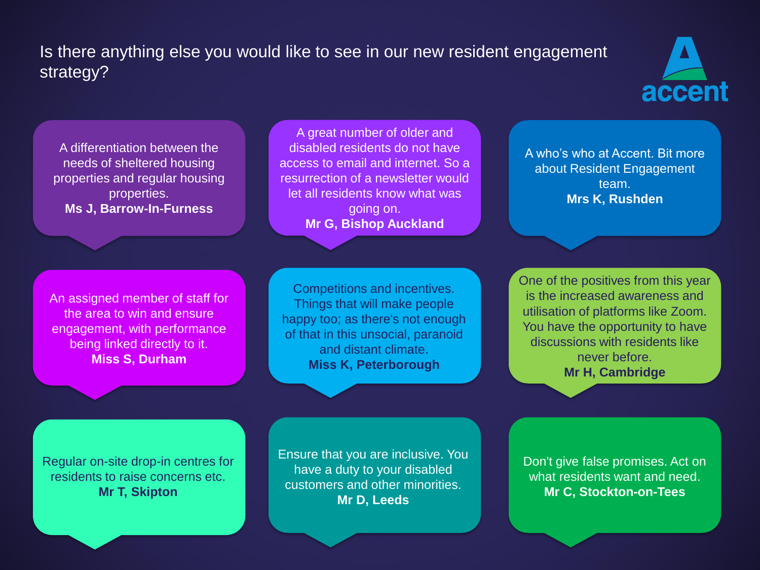# Is there anything else you would like to see in our new resident engagement strategy?

accent

A differentiation between the needs of sheltered housing properties and regular housing properties.
**Ms J, Barrow-In-Furness**

A great number of older and disabled residents do not have access to email and internet. So a resurrection of a newsletter would let all residents know what was going on.
**Mr G, Bishop Auckland**

A who's who at Accent. Bit more about Resident Engagement team.
**Mrs K, Rushden**

An assigned member of staff for the area to win and ensure engagement, with performance being linked directly to it.
**Miss S, Durham**

Competitions and incentives. Things that will make people happy too; as there's not enough of that in this unsocial, paranoid and distant climate.
**Miss K, Peterborough**

One of the positives from this year is the increased awareness and utilisation of platforms like Zoom. You have the opportunity to have discussions with residents like never before.
**Mr H, Cambridge**

Regular on-site drop-in centres for residents to raise concerns etc.
**Mr T, Skipton**

Ensure that you are inclusive. You have a duty to your disabled customers and other minorities.
**Mr D, Leeds**

Don't give false promises. Act on what residents want and need.
**Mr C, Stockton-on-Tees**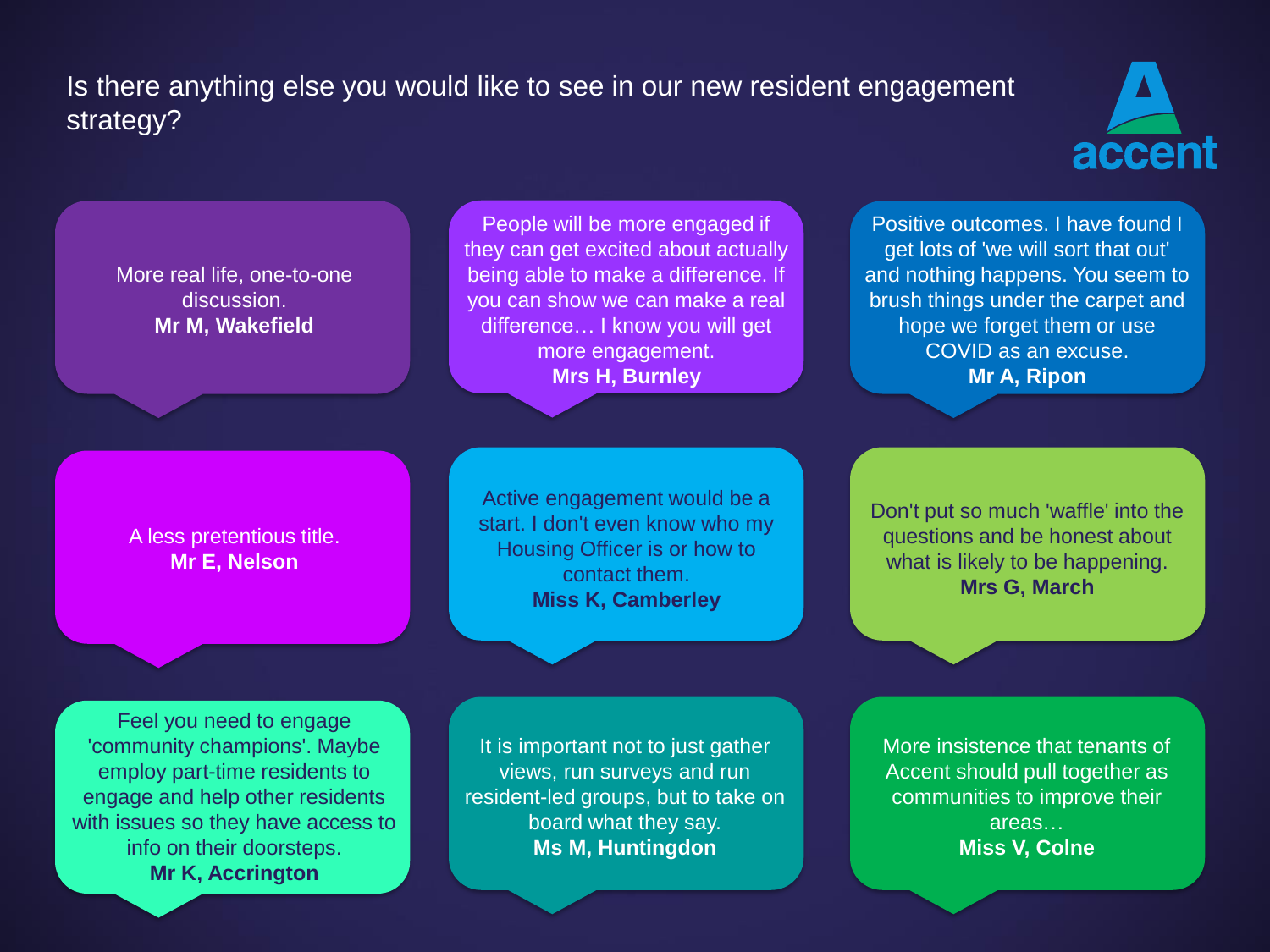# Is there anything else you would like to see in our new resident engagement strategy?

accent

More real life, one-to-one discussion.
**Mr M, Wakefield**

People will be more engaged if they can get excited about actually being able to make a difference. If you can show we can make a real difference… I know you will get more engagement.
**Mrs H, Burnley**

Positive outcomes. I have found I get lots of 'we will sort that out' and nothing happens. You seem to brush things under the carpet and hope we forget them or use COVID as an excuse.
**Mr A, Ripon**

A less pretentious title.
**Mr E, Nelson**

Active engagement would be a start. I don't even know who my Housing Officer is or how to contact them.
**Miss K, Camberley**

Don't put so much 'waffle' into the questions and be honest about what is likely to be happening.
**Mrs G, March**

Feel you need to engage 'community champions'. Maybe employ part-time residents to engage and help other residents with issues so they have access to info on their doorsteps.
**Mr K, Accrington**

It is important not to just gather views, run surveys and run resident-led groups, but to take on board what they say.
**Ms M, Huntingdon**

More insistence that tenants of Accent should pull together as communities to improve their areas…
**Miss V, Colne**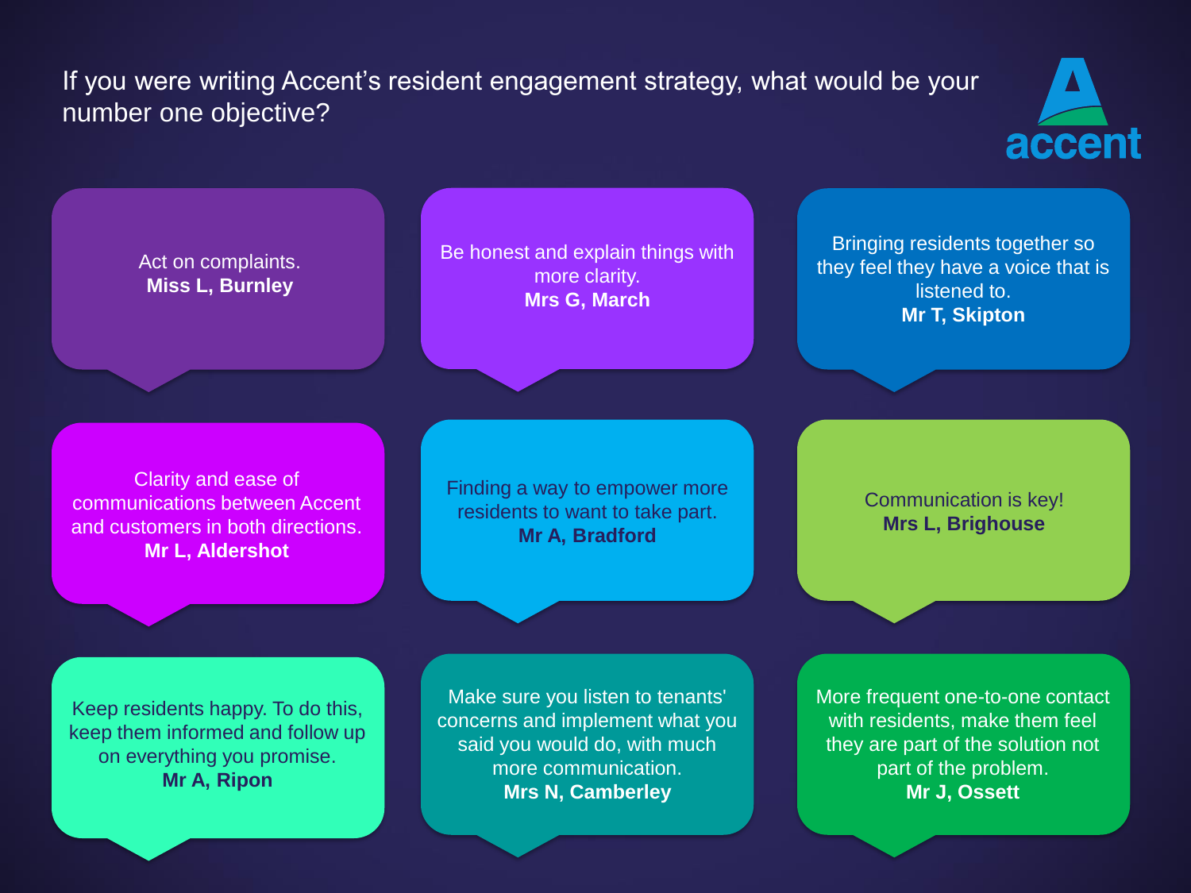# If you were writing Accent's resident engagement strategy, what would be your number one objective?

accent

Act on complaints.
**Miss L, Burnley**

Be honest and explain things with more clarity.
**Mrs G, March**

Bringing residents together so they feel they have a voice that is listened to.
**Mr T, Skipton**

Clarity and ease of communications between Accent and customers in both directions.
**Mr L, Aldershot**

Finding a way to empower more residents to want to take part.
**Mr A, Bradford**

Communication is key!
**Mrs L, Brighouse**

Keep residents happy. To do this, keep them informed and follow up on everything you promise.
**Mr A, Ripon**

Make sure you listen to tenants' concerns and implement what you said you would do, with much more communication.
**Mrs N, Camberley**

More frequent one-to-one contact with residents, make them feel they are part of the solution not part of the problem.
**Mr J, Ossett**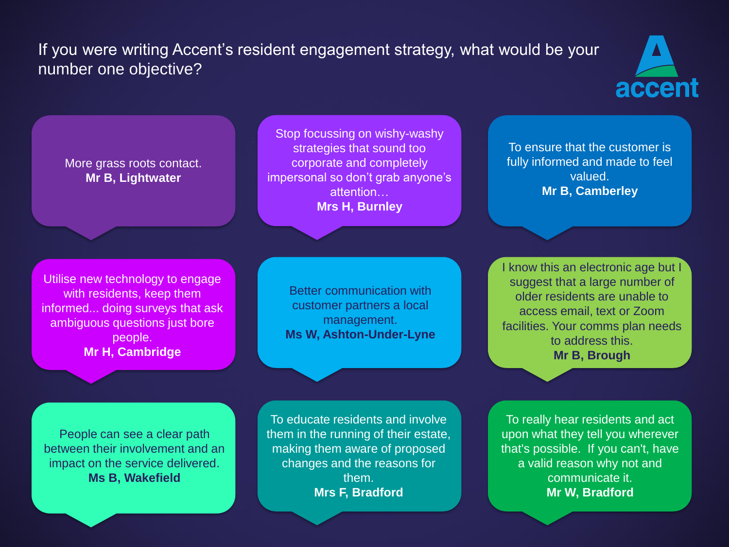If you were writing Accent's resident engagement strategy, what would be your number one objective?

accent

More grass roots contact.
**Mr B, Lightwater**

Stop focussing on wishy-washy strategies that sound too corporate and completely impersonal so don't grab anyone's attention…
**Mrs H, Burnley**

To ensure that the customer is fully informed and made to feel valued.
**Mr B, Camberley**

Utilise new technology to engage with residents, keep them informed... doing surveys that ask ambiguous questions just bore people.
**Mr H, Cambridge**

Better communication with customer partners a local management.
**Ms W, Ashton-Under-Lyne**

I know this an electronic age but I suggest that a large number of older residents are unable to access email, text or Zoom facilities. Your comms plan needs to address this.
**Mr B, Brough**

People can see a clear path between their involvement and an impact on the service delivered.
**Ms B, Wakefield**

To educate residents and involve them in the running of their estate, making them aware of proposed changes and the reasons for them.
**Mrs F, Bradford**

To really hear residents and act upon what they tell you wherever that's possible. If you can't, have a valid reason why not and communicate it.
**Mr W, Bradford**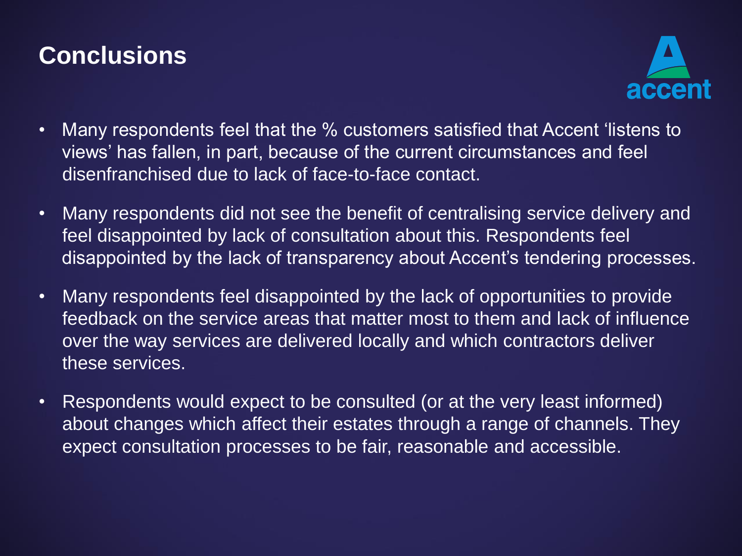# Conclusions

- Many respondents feel that the % customers satisfied that Accent 'listens to views' has fallen, in part, because of the current circumstances and feel disenfranchised due to lack of face-to-face contact.
- Many respondents did not see the benefit of centralising service delivery and feel disappointed by lack of consultation about this. Respondents feel disappointed by the lack of transparency about Accent's tendering processes.
- Many respondents feel disappointed by the lack of opportunities to provide feedback on the service areas that matter most to them and lack of influence over the way services are delivered locally and which contractors deliver these services.
- Respondents would expect to be consulted (or at the very least informed) about changes which affect their estates through a range of channels. They expect consultation processes to be fair, reasonable and accessible.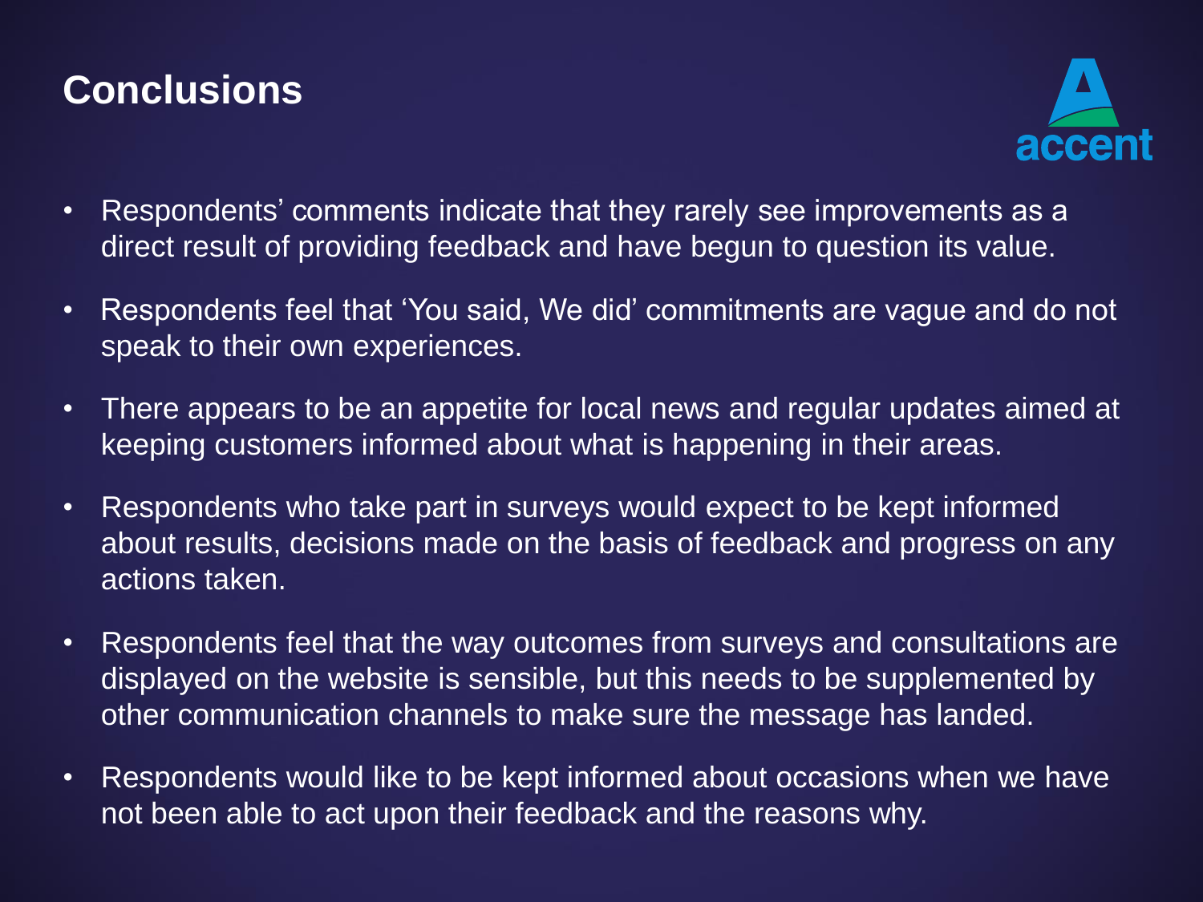# Conclusions

- Respondents' comments indicate that they rarely see improvements as a direct result of providing feedback and have begun to question its value.
- Respondents feel that 'You said, We did' commitments are vague and do not speak to their own experiences.
- There appears to be an appetite for local news and regular updates aimed at keeping customers informed about what is happening in their areas.
- Respondents who take part in surveys would expect to be kept informed about results, decisions made on the basis of feedback and progress on any actions taken.
- Respondents feel that the way outcomes from surveys and consultations are displayed on the website is sensible, but this needs to be supplemented by other communication channels to make sure the message has landed.
- Respondents would like to be kept informed about occasions when we have not been able to act upon their feedback and the reasons why.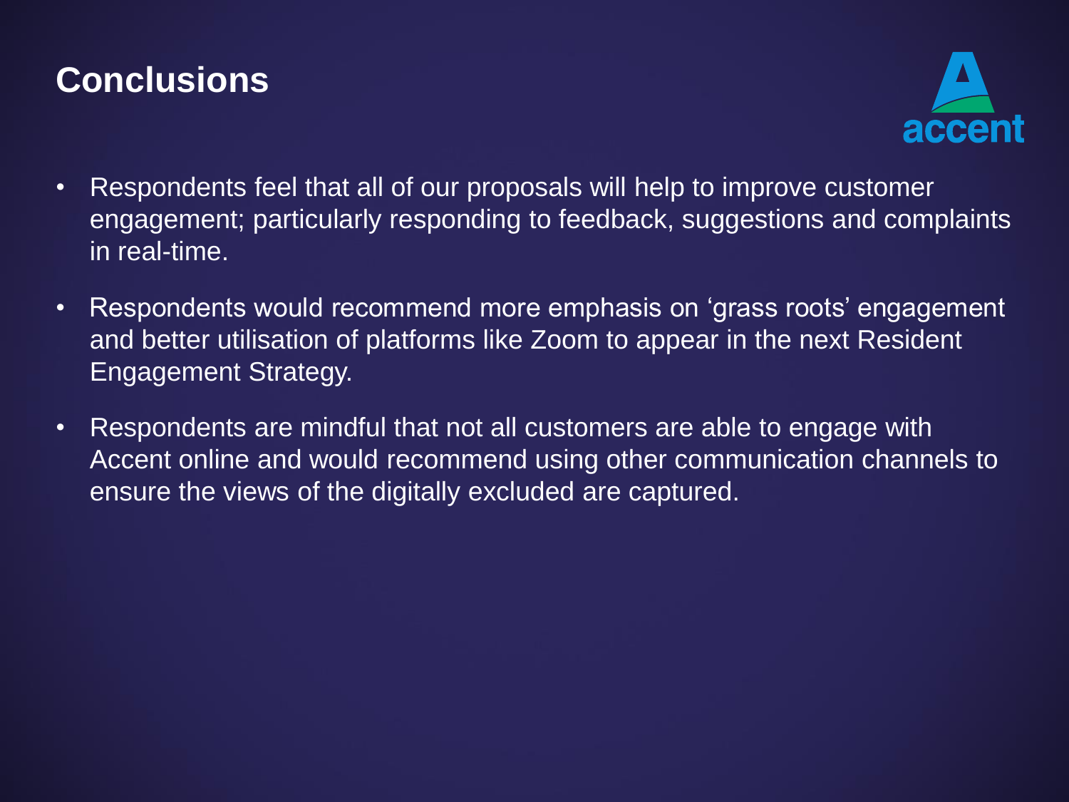# Conclusions

accent

- Respondents feel that all of our proposals will help to improve customer engagement; particularly responding to feedback, suggestions and complaints in real-time.
- Respondents would recommend more emphasis on 'grass roots' engagement and better utilisation of platforms like Zoom to appear in the next Resident Engagement Strategy.
- Respondents are mindful that not all customers are able to engage with Accent online and would recommend using other communication channels to ensure the views of the digitally excluded are captured.